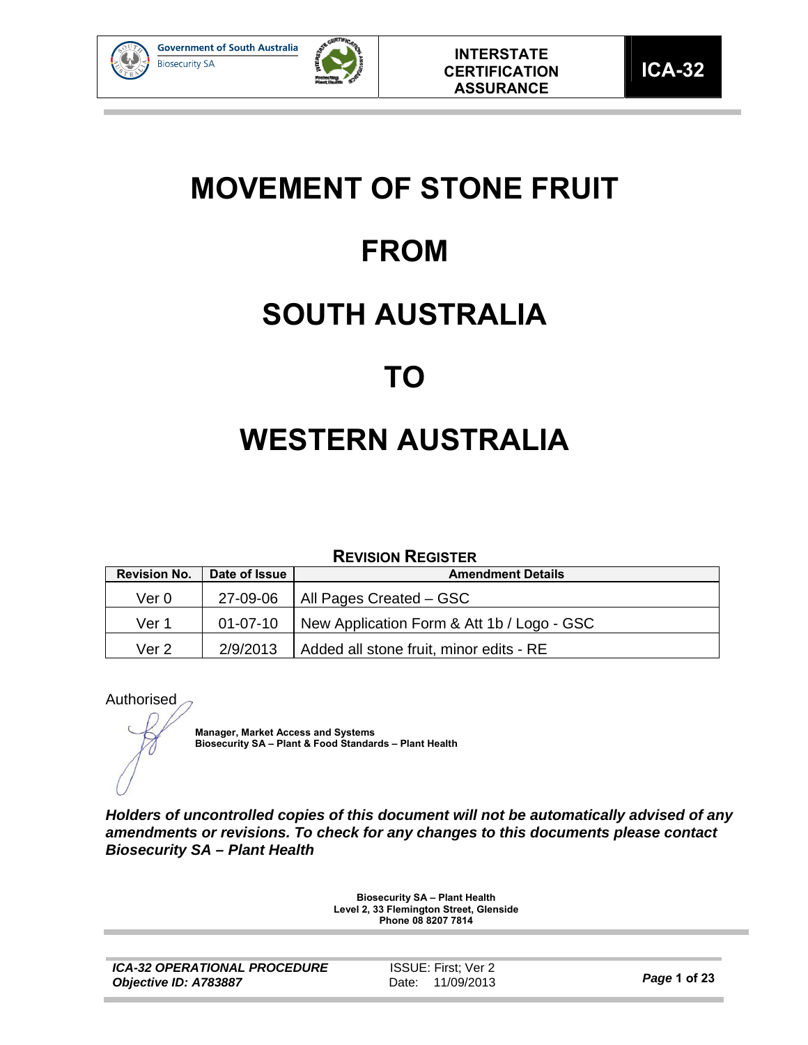Government of South Australia
Biosecurity SA

**INTERSTATE CERTIFICATION ASSURANCE**

**ICA-32**

# MOVEMENT OF STONE FRUIT

# FROM

# SOUTH AUSTRALIA

# TO

# WESTERN AUSTRALIA

**REVISION REGISTER**

| Revision No. | Date of Issue | Amendment Details |
|---|---|---|
| Ver 0 | 27-09-06 | All Pages Created – GSC |
| Ver 1 | 01-07-10 | New Application Form & Att 1b / Logo - GSC |
| Ver 2 | 2/9/2013 | Added all stone fruit, minor edits - RE |

Authorised

**Manager, Market Access and Systems**
**Biosecurity SA – Plant & Food Standards – Plant Health**

***Holders of uncontrolled copies of this document will not be automatically advised of any amendments or revisions. To check for any changes to this documents please contact Biosecurity SA – Plant Health***

**Biosecurity SA – Plant Health**
**Level 2, 33 Flemington Street, Glenside**
**Phone 08 8207 7814**

***ICA-32 OPERATIONAL PROCEDURE***
***Objective ID: A783887***

ISSUE: First; Ver 2
Date: 11/09/2013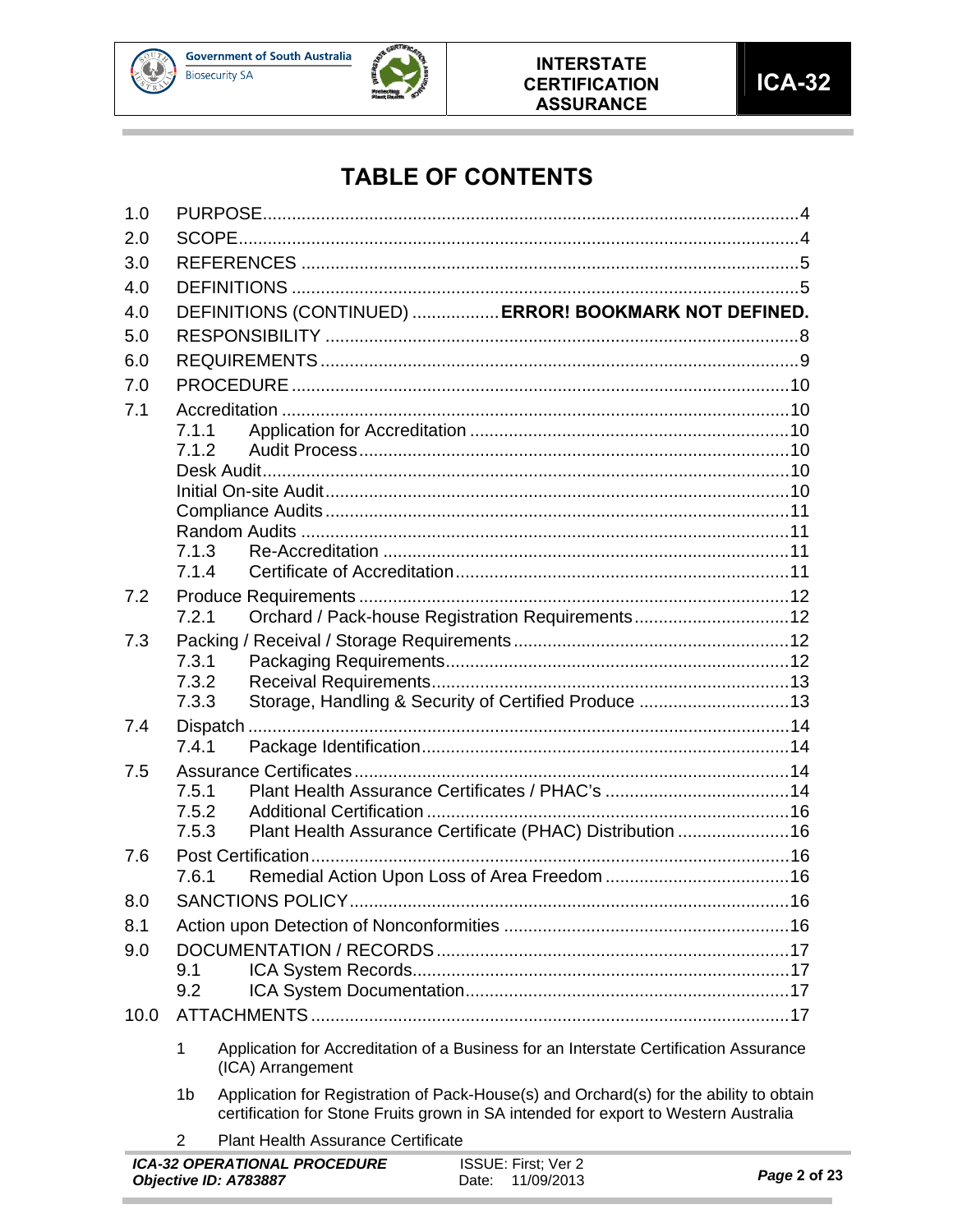# TABLE OF CONTENTS

| | | |
|---|---|---|
| 1.0 | PURPOSE | 4 |
| 2.0 | SCOPE | 4 |
| 3.0 | REFERENCES | 5 |
| 4.0 | DEFINITIONS | 5 |
| 4.0 | DEFINITIONS (CONTINUED) | **ERROR! BOOKMARK NOT DEFINED.** |
| 5.0 | RESPONSIBILITY | 8 |
| 6.0 | REQUIREMENTS | 9 |
| 7.0 | PROCEDURE | 10 |
| 7.1 | Accreditation | 10 |
| | 7.1.1 Application for Accreditation | 10 |
| | 7.1.2 Audit Process | 10 |
| | Desk Audit | 10 |
| | Initial On-site Audit | 10 |
| | Compliance Audits | 11 |
| | Random Audits | 11 |
| | 7.1.3 Re-Accreditation | 11 |
| | 7.1.4 Certificate of Accreditation | 11 |
| 7.2 | Produce Requirements | 12 |
| | 7.2.1 Orchard / Pack-house Registration Requirements | 12 |
| 7.3 | Packing / Receival / Storage Requirements | 12 |
| | 7.3.1 Packaging Requirements | 12 |
| | 7.3.2 Receival Requirements | 13 |
| | 7.3.3 Storage, Handling & Security of Certified Produce | 13 |
| 7.4 | Dispatch | 14 |
| | 7.4.1 Package Identification | 14 |
| 7.5 | Assurance Certificates | 14 |
| | 7.5.1 Plant Health Assurance Certificates / PHAC's | 14 |
| | 7.5.2 Additional Certification | 16 |
| | 7.5.3 Plant Health Assurance Certificate (PHAC) Distribution | 16 |
| 7.6 | Post Certification | 16 |
| | 7.6.1 Remedial Action Upon Loss of Area Freedom | 16 |
| 8.0 | SANCTIONS POLICY | 16 |
| 8.1 | Action upon Detection of Nonconformities | 16 |
| 9.0 | DOCUMENTATION / RECORDS | 17 |
| | 9.1 ICA System Records | 17 |
| | 9.2 ICA System Documentation | 17 |
| 10.0 | ATTACHMENTS | 17 |

1. Application for Accreditation of a Business for an Interstate Certification Assurance (ICA) Arrangement

1b. Application for Registration of Pack-House(s) and Orchard(s) for the ability to obtain certification for Stone Fruits grown in SA intended for export to Western Australia

2. Plant Health Assurance Certificate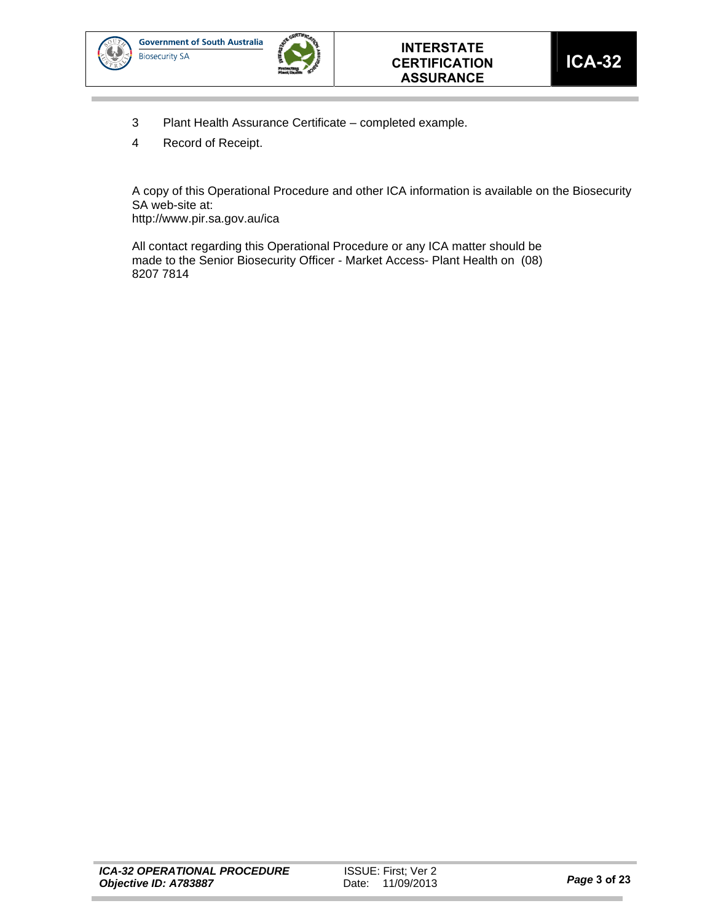3 Plant Health Assurance Certificate – completed example.

4 Record of Receipt.

A copy of this Operational Procedure and other ICA information is available on the Biosecurity SA web-site at:
http://www.pir.sa.gov.au/ica

All contact regarding this Operational Procedure or any ICA matter should be made to the Senior Biosecurity Officer - Market Access- Plant Health on (08) 8207 7814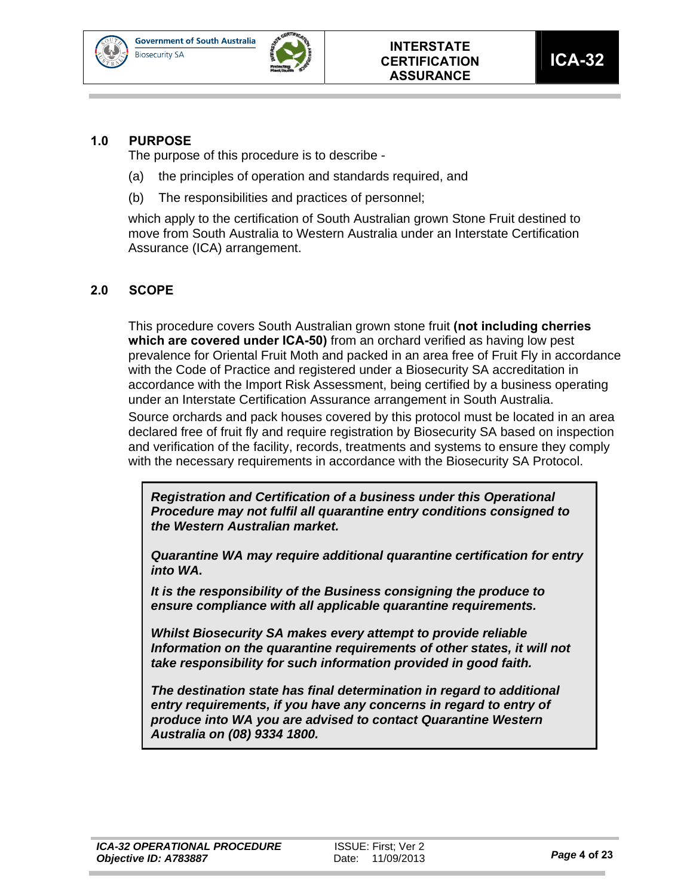## 1.0 PURPOSE

The purpose of this procedure is to describe -

(a) the principles of operation and standards required, and

(b) The responsibilities and practices of personnel;

which apply to the certification of South Australian grown Stone Fruit destined to move from South Australia to Western Australia under an Interstate Certification Assurance (ICA) arrangement.

## 2.0 SCOPE

This procedure covers South Australian grown stone fruit **(not including cherries which are covered under ICA-50)** from an orchard verified as having low pest prevalence for Oriental Fruit Moth and packed in an area free of Fruit Fly in accordance with the Code of Practice and registered under a Biosecurity SA accreditation in accordance with the Import Risk Assessment, being certified by a business operating under an Interstate Certification Assurance arrangement in South Australia.

Source orchards and pack houses covered by this protocol must be located in an area declared free of fruit fly and require registration by Biosecurity SA based on inspection and verification of the facility, records, treatments and systems to ensure they comply with the necessary requirements in accordance with the Biosecurity SA Protocol.

> ***Registration and Certification of a business under this Operational Procedure may not fulfil all quarantine entry conditions consigned to the Western Australian market.***
>
> ***Quarantine WA may require additional quarantine certification for entry into WA.***
>
> ***It is the responsibility of the Business consigning the produce to ensure compliance with all applicable quarantine requirements.***
>
> ***Whilst Biosecurity SA makes every attempt to provide reliable Information on the quarantine requirements of other states, it will not take responsibility for such information provided in good faith.***
>
> ***The destination state has final determination in regard to additional entry requirements, if you have any concerns in regard to entry of produce into WA you are advised to contact Quarantine Western Australia on (08) 9334 1800.***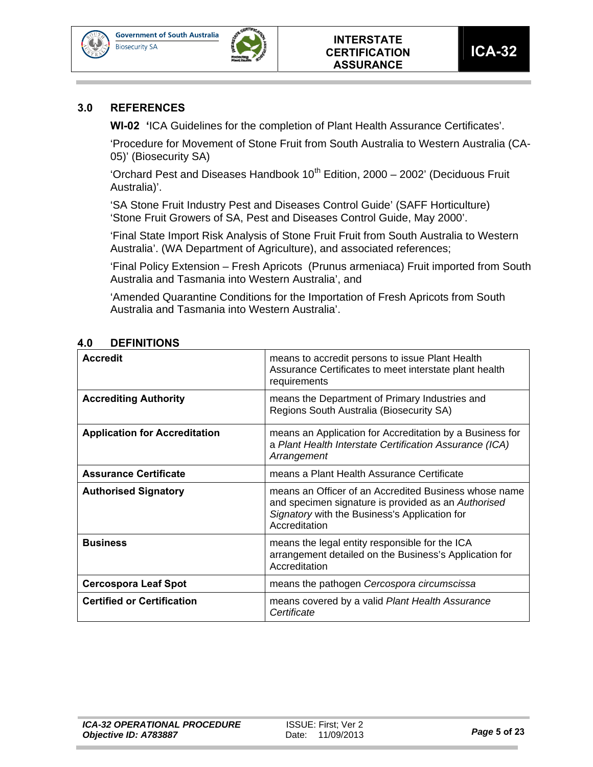## 3.0 REFERENCES

**WI-02** **'**ICA Guidelines for the completion of Plant Health Assurance Certificates'.

'Procedure for Movement of Stone Fruit from South Australia to Western Australia (CA-05)' (Biosecurity SA)

'Orchard Pest and Diseases Handbook 10th Edition, 2000 – 2002' (Deciduous Fruit Australia)'.

'SA Stone Fruit Industry Pest and Diseases Control Guide' (SAFF Horticulture) 'Stone Fruit Growers of SA, Pest and Diseases Control Guide, May 2000'.

'Final State Import Risk Analysis of Stone Fruit Fruit from South Australia to Western Australia'. (WA Department of Agriculture), and associated references;

'Final Policy Extension – Fresh Apricots (Prunus armeniaca) Fruit imported from South Australia and Tasmania into Western Australia', and

'Amended Quarantine Conditions for the Importation of Fresh Apricots from South Australia and Tasmania into Western Australia'.

## 4.0 DEFINITIONS

| | |
|---|---|
| **Accredit** | means to accredit persons to issue Plant Health Assurance Certificates to meet interstate plant health requirements |
| **Accrediting Authority** | means the Department of Primary Industries and Regions South Australia (Biosecurity SA) |
| **Application for Accreditation** | means an Application for Accreditation by a Business for a *Plant Health Interstate Certification Assurance (ICA) Arrangement* |
| **Assurance Certificate** | means a Plant Health Assurance Certificate |
| **Authorised Signatory** | means an Officer of an Accredited Business whose name and specimen signature is provided as an *Authorised Signatory* with the Business's Application for Accreditation |
| **Business** | means the legal entity responsible for the ICA arrangement detailed on the Business's Application for Accreditation |
| **Cercospora Leaf Spot** | means the pathogen *Cercospora circumscissa* |
| **Certified or Certification** | means covered by a valid *Plant Health Assurance Certificate* |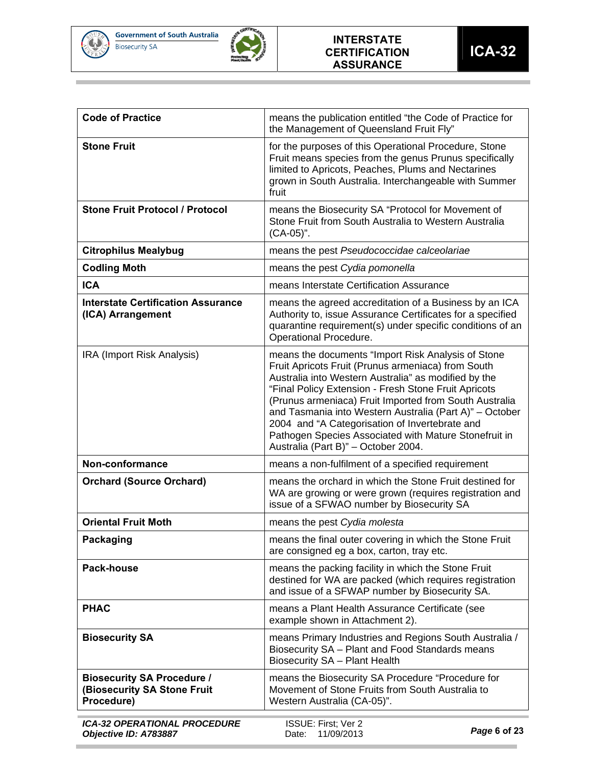| | |
|---|---|
| **Code of Practice** | means the publication entitled "the Code of Practice for the Management of Queensland Fruit Fly" |
| **Stone Fruit** | for the purposes of this Operational Procedure, Stone Fruit means species from the genus Prunus specifically limited to Apricots, Peaches, Plums and Nectarines grown in South Australia. Interchangeable with Summer fruit |
| **Stone Fruit Protocol / Protocol** | means the Biosecurity SA "Protocol for Movement of Stone Fruit from South Australia to Western Australia (CA-05)". |
| **Citrophilus Mealybug** | means the pest *Pseudococcidae calceolariae* |
| **Codling Moth** | means the pest *Cydia pomonella* |
| **ICA** | means Interstate Certification Assurance |
| **Interstate Certification Assurance (ICA) Arrangement** | means the agreed accreditation of a Business by an ICA Authority to, issue Assurance Certificates for a specified quarantine requirement(s) under specific conditions of an Operational Procedure. |
| IRA (Import Risk Analysis) | means the documents "Import Risk Analysis of Stone Fruit Apricots Fruit (Prunus armeniaca) from South Australia into Western Australia" as modified by the "Final Policy Extension - Fresh Stone Fruit Apricots (Prunus armeniaca) Fruit Imported from South Australia and Tasmania into Western Australia (Part A)" – October 2004 and "A Categorisation of Invertebrate and Pathogen Species Associated with Mature Stonefruit in Australia (Part B)" – October 2004. |
| **Non-conformance** | means a non-fulfilment of a specified requirement |
| **Orchard (Source Orchard)** | means the orchard in which the Stone Fruit destined for WA are growing or were grown (requires registration and issue of a SFWAO number by Biosecurity SA |
| **Oriental Fruit Moth** | means the pest *Cydia molesta* |
| **Packaging** | means the final outer covering in which the Stone Fruit are consigned eg a box, carton, tray etc. |
| **Pack-house** | means the packing facility in which the Stone Fruit destined for WA are packed (which requires registration and issue of a SFWAP number by Biosecurity SA. |
| **PHAC** | means a Plant Health Assurance Certificate (see example shown in Attachment 2). |
| **Biosecurity SA** | means Primary Industries and Regions South Australia / Biosecurity SA – Plant and Food Standards means Biosecurity SA – Plant Health |
| **Biosecurity SA Procedure / (Biosecurity SA Stone Fruit Procedure)** | means the Biosecurity SA Procedure "Procedure for Movement of Stone Fruits from South Australia to Western Australia (CA-05)". |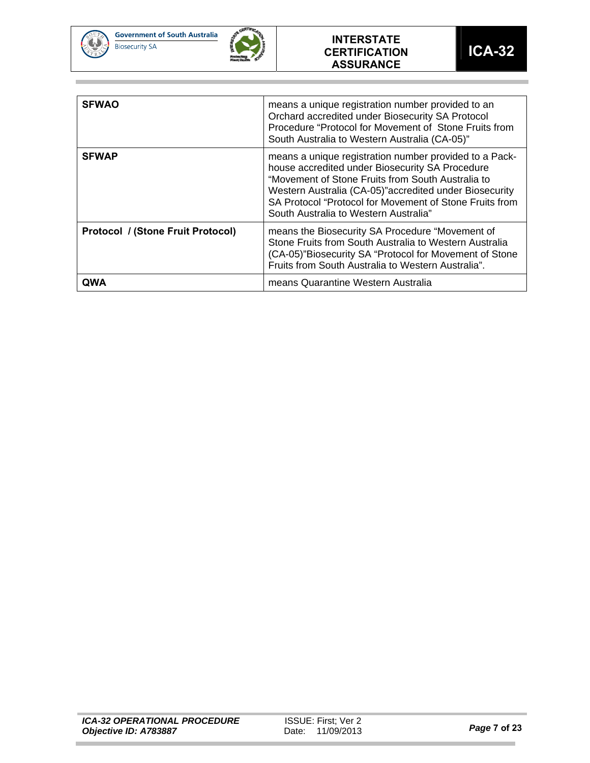| | |
|---|---|
| **SFWAO** | means a unique registration number provided to an Orchard accredited under Biosecurity SA Protocol Procedure "Protocol for Movement of Stone Fruits from South Australia to Western Australia (CA-05)" |
| **SFWAP** | means a unique registration number provided to a Pack-house accredited under Biosecurity SA Procedure "Movement of Stone Fruits from South Australia to Western Australia (CA-05)"accredited under Biosecurity SA Protocol "Protocol for Movement of Stone Fruits from South Australia to Western Australia" |
| **Protocol / (Stone Fruit Protocol)** | means the Biosecurity SA Procedure "Movement of Stone Fruits from South Australia to Western Australia (CA-05)"Biosecurity SA "Protocol for Movement of Stone Fruits from South Australia to Western Australia". |
| **QWA** | means Quarantine Western Australia |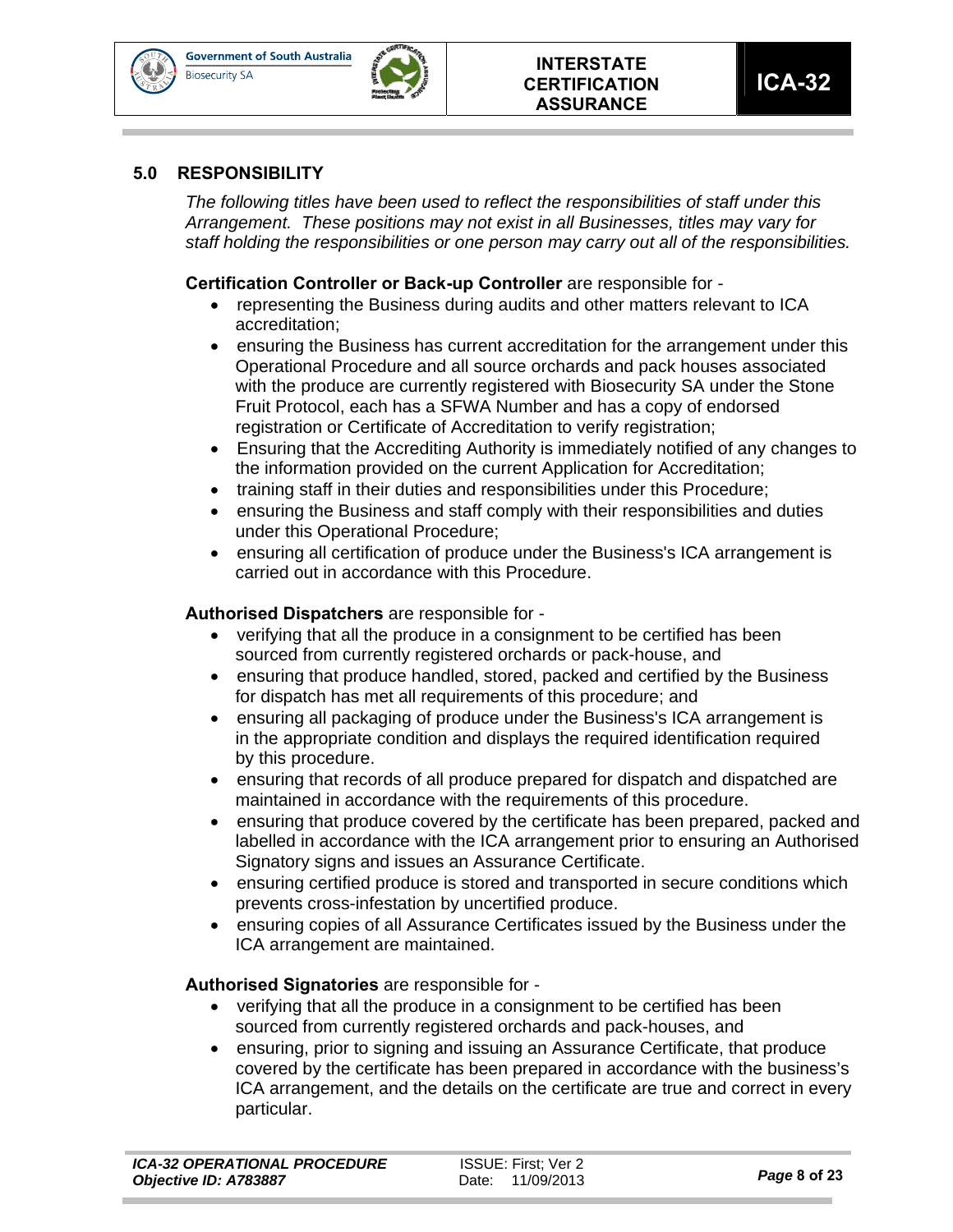## 5.0 RESPONSIBILITY

*The following titles have been used to reflect the responsibilities of staff under this Arrangement. These positions may not exist in all Businesses, titles may vary for staff holding the responsibilities or one person may carry out all of the responsibilities.*

**Certification Controller or Back-up Controller** are responsible for -

- representing the Business during audits and other matters relevant to ICA accreditation;
- ensuring the Business has current accreditation for the arrangement under this Operational Procedure and all source orchards and pack houses associated with the produce are currently registered with Biosecurity SA under the Stone Fruit Protocol, each has a SFWA Number and has a copy of endorsed registration or Certificate of Accreditation to verify registration;
- Ensuring that the Accrediting Authority is immediately notified of any changes to the information provided on the current Application for Accreditation;
- training staff in their duties and responsibilities under this Procedure;
- ensuring the Business and staff comply with their responsibilities and duties under this Operational Procedure;
- ensuring all certification of produce under the Business's ICA arrangement is carried out in accordance with this Procedure.

**Authorised Dispatchers** are responsible for -

- verifying that all the produce in a consignment to be certified has been sourced from currently registered orchards or pack-house, and
- ensuring that produce handled, stored, packed and certified by the Business for dispatch has met all requirements of this procedure; and
- ensuring all packaging of produce under the Business's ICA arrangement is in the appropriate condition and displays the required identification required by this procedure.
- ensuring that records of all produce prepared for dispatch and dispatched are maintained in accordance with the requirements of this procedure.
- ensuring that produce covered by the certificate has been prepared, packed and labelled in accordance with the ICA arrangement prior to ensuring an Authorised Signatory signs and issues an Assurance Certificate.
- ensuring certified produce is stored and transported in secure conditions which prevents cross-infestation by uncertified produce.
- ensuring copies of all Assurance Certificates issued by the Business under the ICA arrangement are maintained.

**Authorised Signatories** are responsible for -

- verifying that all the produce in a consignment to be certified has been sourced from currently registered orchards and pack-houses, and
- ensuring, prior to signing and issuing an Assurance Certificate, that produce covered by the certificate has been prepared in accordance with the business's ICA arrangement, and the details on the certificate are true and correct in every particular.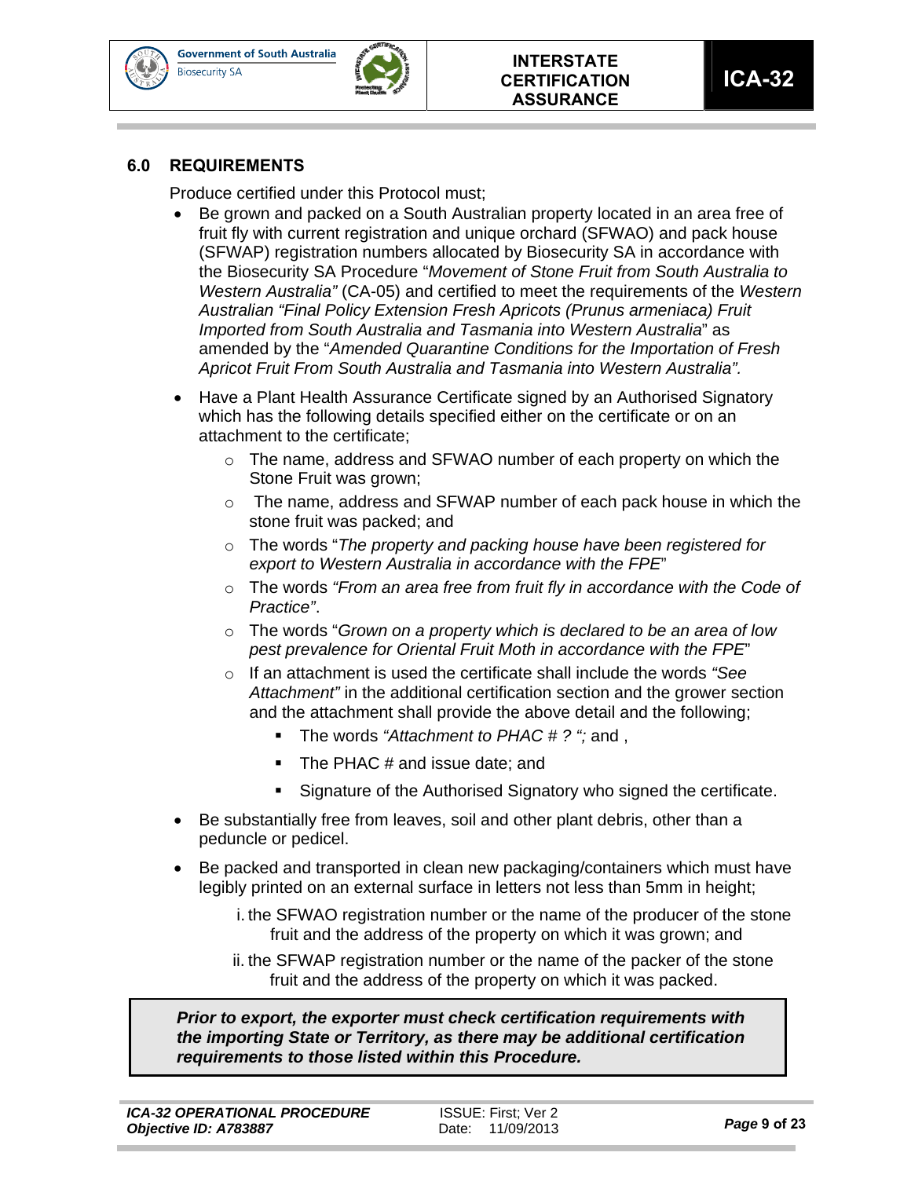## 6.0 REQUIREMENTS

Produce certified under this Protocol must;

- Be grown and packed on a South Australian property located in an area free of fruit fly with current registration and unique orchard (SFWAO) and pack house (SFWAP) registration numbers allocated by Biosecurity SA in accordance with the Biosecurity SA Procedure "*Movement of Stone Fruit from South Australia to Western Australia"* (CA-05) and certified to meet the requirements of the *Western Australian "Final Policy Extension Fresh Apricots (Prunus armeniaca) Fruit Imported from South Australia and Tasmania into Western Australia*" as amended by the "*Amended Quarantine Conditions for the Importation of Fresh Apricot Fruit From South Australia and Tasmania into Western Australia".*
- Have a Plant Health Assurance Certificate signed by an Authorised Signatory which has the following details specified either on the certificate or on an attachment to the certificate;
  - The name, address and SFWAO number of each property on which the Stone Fruit was grown;
  - The name, address and SFWAP number of each pack house in which the stone fruit was packed; and
  - The words "*The property and packing house have been registered for export to Western Australia in accordance with the FPE*"
  - The words *"From an area free from fruit fly in accordance with the Code of Practice"*.
  - The words "*Grown on a property which is declared to be an area of low pest prevalence for Oriental Fruit Moth in accordance with the FPE*"
  - If an attachment is used the certificate shall include the words *"See Attachment"* in the additional certification section and the grower section and the attachment shall provide the above detail and the following;
    - The words *"Attachment to PHAC # ? ";* and ,
    - The PHAC # and issue date; and
    - Signature of the Authorised Signatory who signed the certificate.
- Be substantially free from leaves, soil and other plant debris, other than a peduncle or pedicel.
- Be packed and transported in clean new packaging/containers which must have legibly printed on an external surface in letters not less than 5mm in height;

  i. the SFWAO registration number or the name of the producer of the stone fruit and the address of the property on which it was grown; and

  ii. the SFWAP registration number or the name of the packer of the stone fruit and the address of the property on which it was packed.

***Prior to export, the exporter must check certification requirements with the importing State or Territory, as there may be additional certification requirements to those listed within this Procedure.***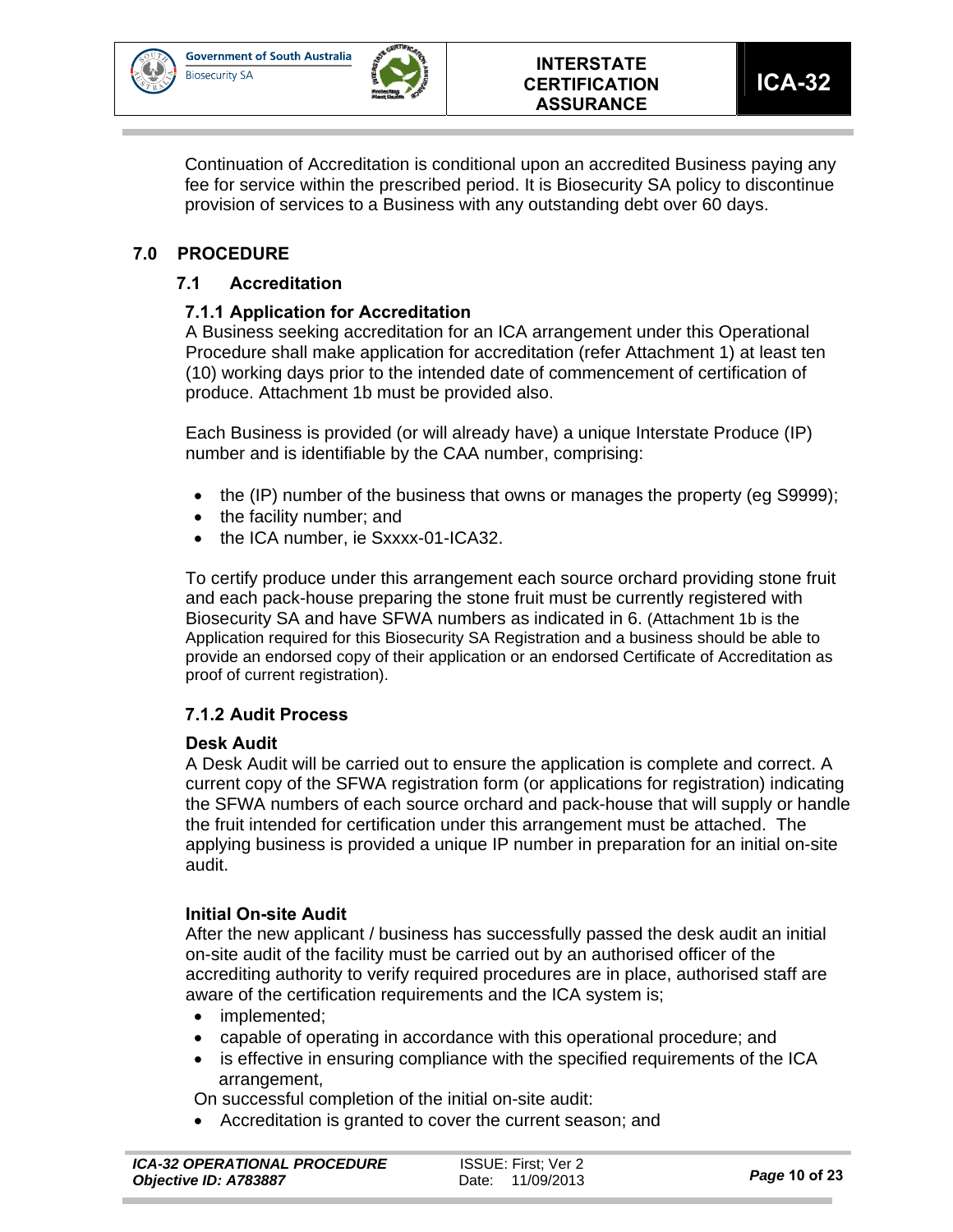Continuation of Accreditation is conditional upon an accredited Business paying any fee for service within the prescribed period. It is Biosecurity SA policy to discontinue provision of services to a Business with any outstanding debt over 60 days.

# 7.0 PROCEDURE

## 7.1 Accreditation

### 7.1.1 Application for Accreditation

A Business seeking accreditation for an ICA arrangement under this Operational Procedure shall make application for accreditation (refer Attachment 1) at least ten (10) working days prior to the intended date of commencement of certification of produce. Attachment 1b must be provided also.

Each Business is provided (or will already have) a unique Interstate Produce (IP) number and is identifiable by the CAA number, comprising:

- the (IP) number of the business that owns or manages the property (eg S9999);
- the facility number; and
- the ICA number, ie Sxxxx-01-ICA32.

To certify produce under this arrangement each source orchard providing stone fruit and each pack-house preparing the stone fruit must be currently registered with Biosecurity SA and have SFWA numbers as indicated in 6. (Attachment 1b is the Application required for this Biosecurity SA Registration and a business should be able to provide an endorsed copy of their application or an endorsed Certificate of Accreditation as proof of current registration).

### 7.1.2 Audit Process

**Desk Audit**

A Desk Audit will be carried out to ensure the application is complete and correct. A current copy of the SFWA registration form (or applications for registration) indicating the SFWA numbers of each source orchard and pack-house that will supply or handle the fruit intended for certification under this arrangement must be attached. The applying business is provided a unique IP number in preparation for an initial on-site audit.

**Initial On-site Audit**

After the new applicant / business has successfully passed the desk audit an initial on-site audit of the facility must be carried out by an authorised officer of the accrediting authority to verify required procedures are in place, authorised staff are aware of the certification requirements and the ICA system is;

- implemented;
- capable of operating in accordance with this operational procedure; and
- is effective in ensuring compliance with the specified requirements of the ICA arrangement,

On successful completion of the initial on-site audit:

- Accreditation is granted to cover the current season; and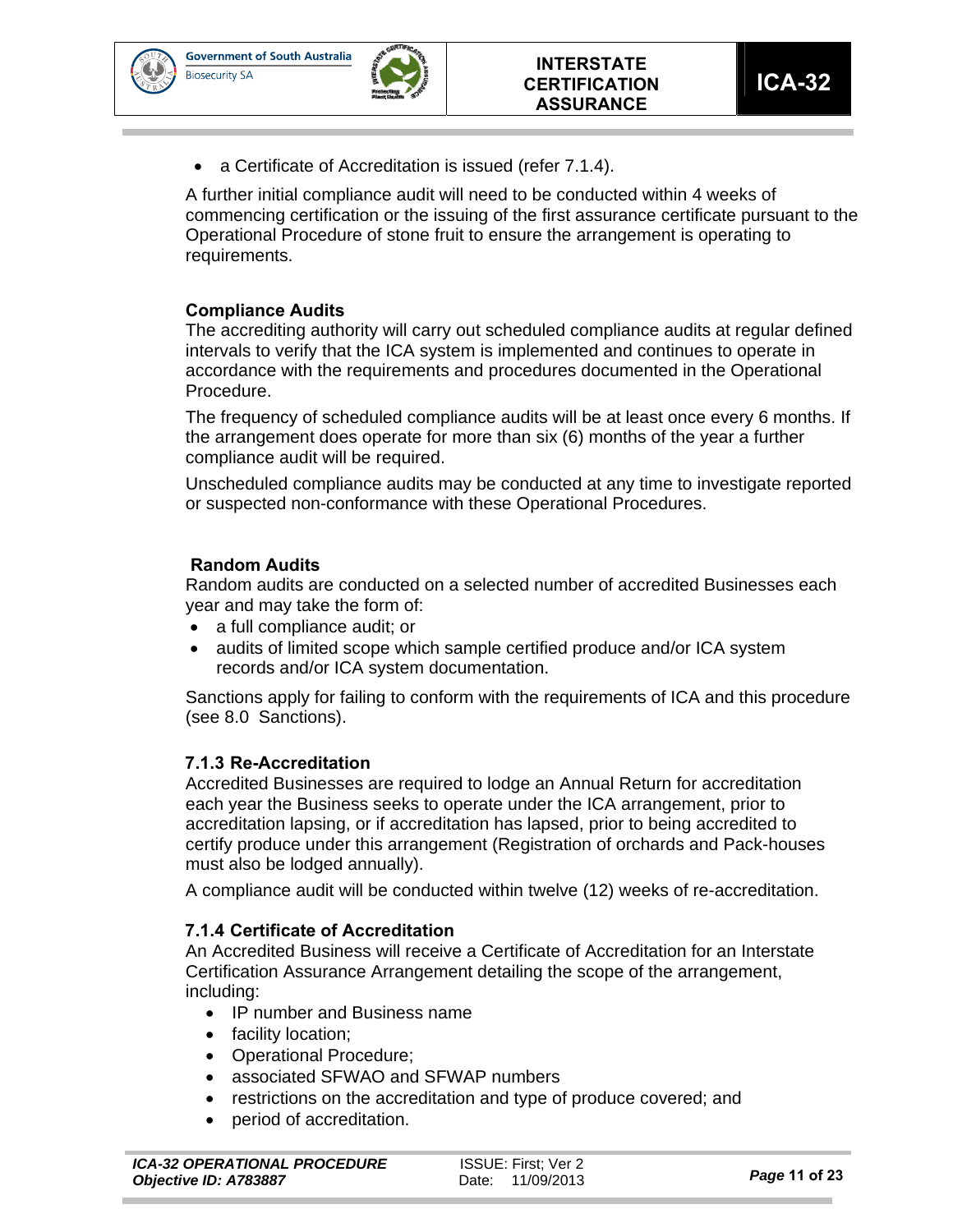- a Certificate of Accreditation is issued (refer 7.1.4).

A further initial compliance audit will need to be conducted within 4 weeks of commencing certification or the issuing of the first assurance certificate pursuant to the Operational Procedure of stone fruit to ensure the arrangement is operating to requirements.

**Compliance Audits**

The accrediting authority will carry out scheduled compliance audits at regular defined intervals to verify that the ICA system is implemented and continues to operate in accordance with the requirements and procedures documented in the Operational Procedure.

The frequency of scheduled compliance audits will be at least once every 6 months. If the arrangement does operate for more than six (6) months of the year a further compliance audit will be required.

Unscheduled compliance audits may be conducted at any time to investigate reported or suspected non-conformance with these Operational Procedures.

**Random Audits**

Random audits are conducted on a selected number of accredited Businesses each year and may take the form of:

- a full compliance audit; or
- audits of limited scope which sample certified produce and/or ICA system records and/or ICA system documentation.

Sanctions apply for failing to conform with the requirements of ICA and this procedure (see 8.0 Sanctions).

### 7.1.3 Re-Accreditation

Accredited Businesses are required to lodge an Annual Return for accreditation each year the Business seeks to operate under the ICA arrangement, prior to accreditation lapsing, or if accreditation has lapsed, prior to being accredited to certify produce under this arrangement (Registration of orchards and Pack-houses must also be lodged annually).

A compliance audit will be conducted within twelve (12) weeks of re-accreditation.

### 7.1.4 Certificate of Accreditation

An Accredited Business will receive a Certificate of Accreditation for an Interstate Certification Assurance Arrangement detailing the scope of the arrangement, including:

- IP number and Business name
- facility location;
- Operational Procedure;
- associated SFWAO and SFWAP numbers
- restrictions on the accreditation and type of produce covered; and
- period of accreditation.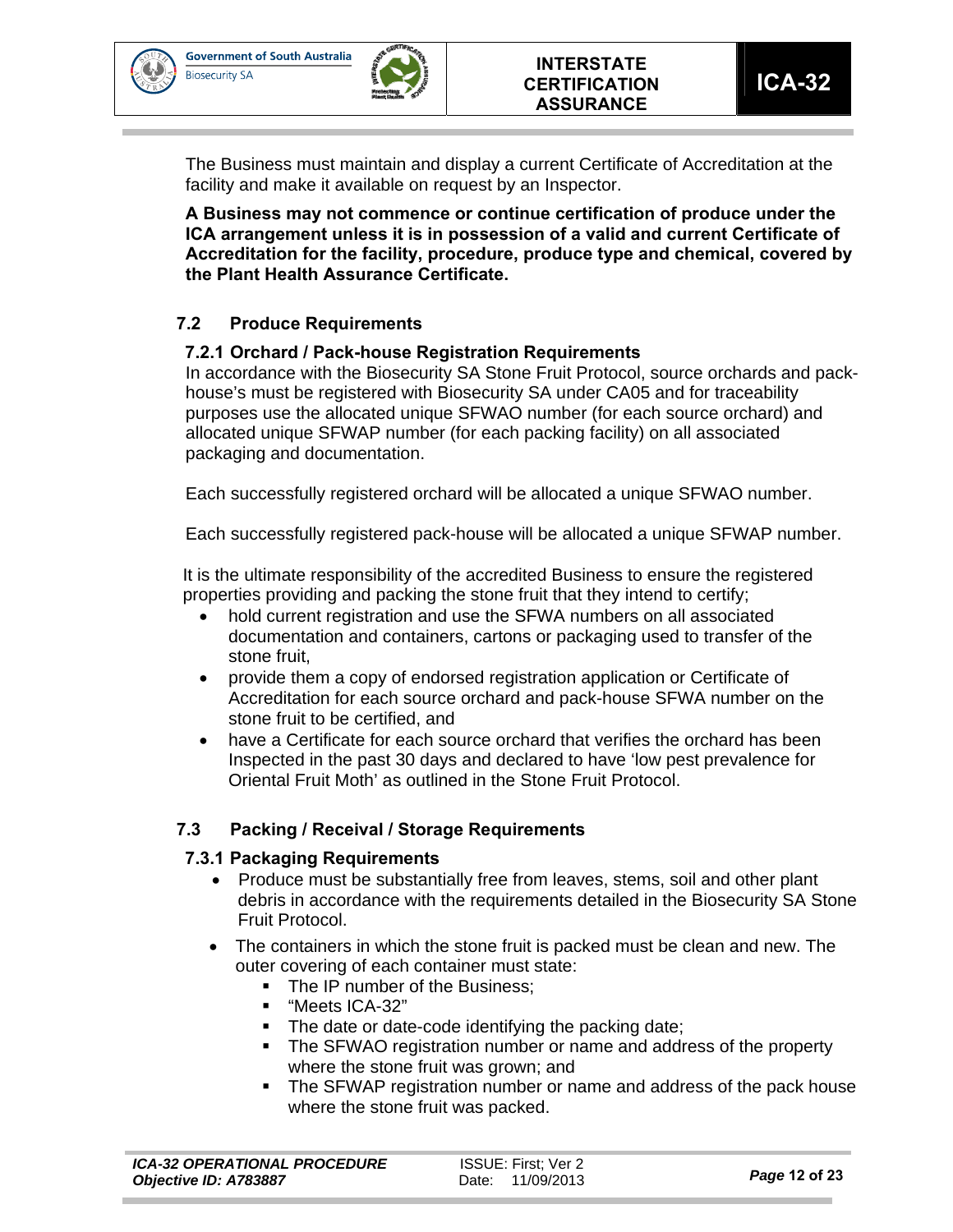The Business must maintain and display a current Certificate of Accreditation at the facility and make it available on request by an Inspector.

**A Business may not commence or continue certification of produce under the ICA arrangement unless it is in possession of a valid and current Certificate of Accreditation for the facility, procedure, produce type and chemical, covered by the Plant Health Assurance Certificate.**

## 7.2 Produce Requirements

### 7.2.1 Orchard / Pack-house Registration Requirements

In accordance with the Biosecurity SA Stone Fruit Protocol, source orchards and pack-house's must be registered with Biosecurity SA under CA05 and for traceability purposes use the allocated unique SFWAO number (for each source orchard) and allocated unique SFWAP number (for each packing facility) on all associated packaging and documentation.

Each successfully registered orchard will be allocated a unique SFWAO number.

Each successfully registered pack-house will be allocated a unique SFWAP number.

It is the ultimate responsibility of the accredited Business to ensure the registered properties providing and packing the stone fruit that they intend to certify;

- hold current registration and use the SFWA numbers on all associated documentation and containers, cartons or packaging used to transfer of the stone fruit,
- provide them a copy of endorsed registration application or Certificate of Accreditation for each source orchard and pack-house SFWA number on the stone fruit to be certified, and
- have a Certificate for each source orchard that verifies the orchard has been Inspected in the past 30 days and declared to have 'low pest prevalence for Oriental Fruit Moth' as outlined in the Stone Fruit Protocol.

## 7.3 Packing / Receival / Storage Requirements

### 7.3.1 Packaging Requirements

- Produce must be substantially free from leaves, stems, soil and other plant debris in accordance with the requirements detailed in the Biosecurity SA Stone Fruit Protocol.
- The containers in which the stone fruit is packed must be clean and new. The outer covering of each container must state:
  - The IP number of the Business;
  - "Meets ICA-32"
  - The date or date-code identifying the packing date;
  - The SFWAO registration number or name and address of the property where the stone fruit was grown; and
  - The SFWAP registration number or name and address of the pack house where the stone fruit was packed.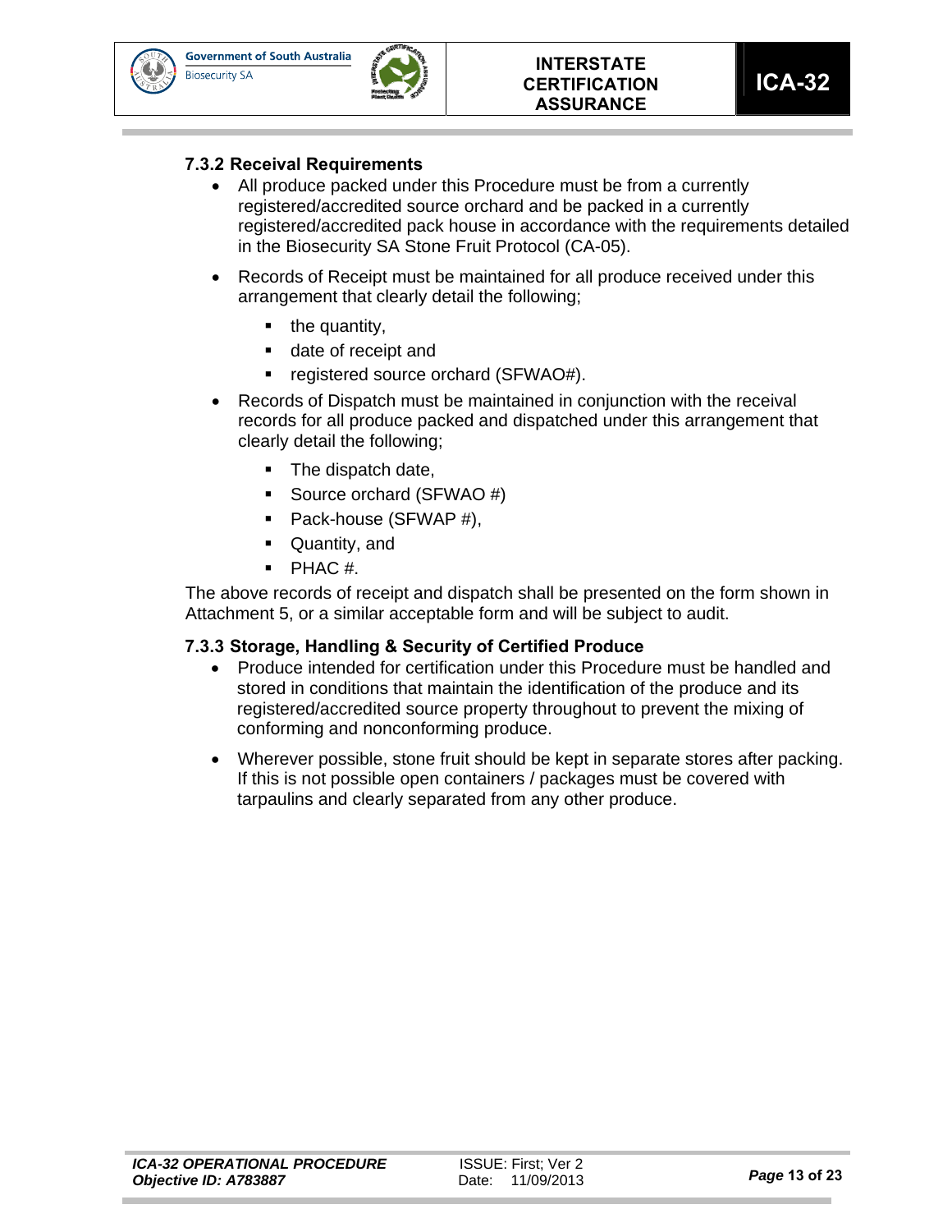### 7.3.2 Receival Requirements

- All produce packed under this Procedure must be from a currently registered/accredited source orchard and be packed in a currently registered/accredited pack house in accordance with the requirements detailed in the Biosecurity SA Stone Fruit Protocol (CA-05).
- Records of Receipt must be maintained for all produce received under this arrangement that clearly detail the following;
  - the quantity,
  - date of receipt and
  - registered source orchard (SFWAO#).
- Records of Dispatch must be maintained in conjunction with the receival records for all produce packed and dispatched under this arrangement that clearly detail the following;
  - The dispatch date,
  - Source orchard (SFWAO #)
  - Pack-house (SFWAP #),
  - Quantity, and
  - PHAC #.

The above records of receipt and dispatch shall be presented on the form shown in Attachment 5, or a similar acceptable form and will be subject to audit.

### 7.3.3 Storage, Handling & Security of Certified Produce

- Produce intended for certification under this Procedure must be handled and stored in conditions that maintain the identification of the produce and its registered/accredited source property throughout to prevent the mixing of conforming and nonconforming produce.
- Wherever possible, stone fruit should be kept in separate stores after packing. If this is not possible open containers / packages must be covered with tarpaulins and clearly separated from any other produce.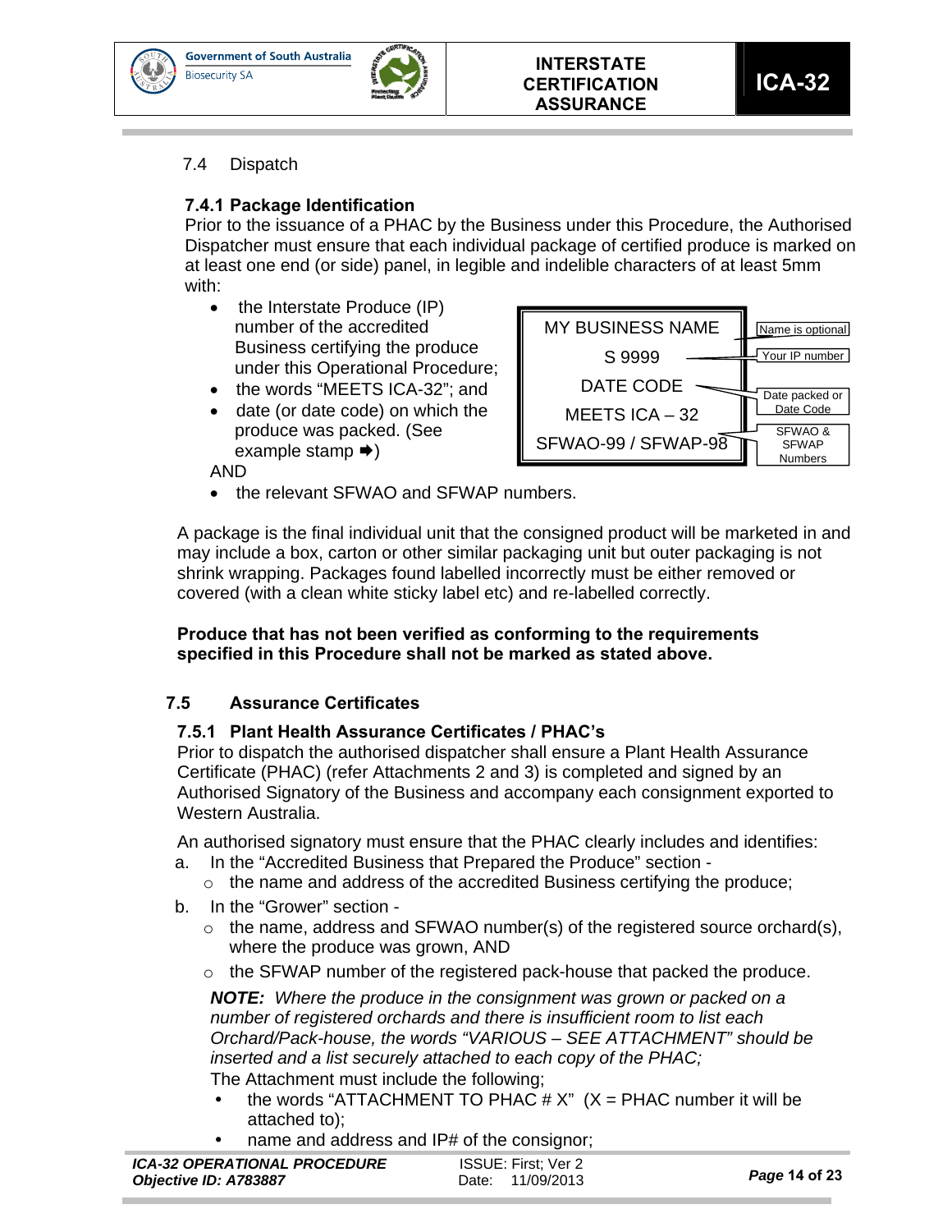7.4 Dispatch

### 7.4.1 Package Identification

Prior to the issuance of a PHAC by the Business under this Procedure, the Authorised Dispatcher must ensure that each individual package of certified produce is marked on at least one end (or side) panel, in legible and indelible characters of at least 5mm with:

- the Interstate Produce (IP) number of the accredited Business certifying the produce under this Operational Procedure;
- the words "MEETS ICA-32"; and
- date (or date code) on which the produce was packed. (See example stamp ➨)

AND

- the relevant SFWAO and SFWAP numbers.

| Example stamp | Label |
|---|---|
| MY BUSINESS NAME | Name is optional |
| S 9999 | Your IP number |
| DATE CODE | Date packed or Date Code |
| MEETS ICA – 32 | |
| SFWAO-99 / SFWAP-98 | SFWAO & SFWAP Numbers |

A package is the final individual unit that the consigned product will be marketed in and may include a box, carton or other similar packaging unit but outer packaging is not shrink wrapping. Packages found labelled incorrectly must be either removed or covered (with a clean white sticky label etc) and re-labelled correctly.

**Produce that has not been verified as conforming to the requirements specified in this Procedure shall not be marked as stated above.**

## 7.5 Assurance Certificates

### 7.5.1 Plant Health Assurance Certificates / PHAC's

Prior to dispatch the authorised dispatcher shall ensure a Plant Health Assurance Certificate (PHAC) (refer Attachments 2 and 3) is completed and signed by an Authorised Signatory of the Business and accompany each consignment exported to Western Australia.

An authorised signatory must ensure that the PHAC clearly includes and identifies:

a. In the "Accredited Business that Prepared the Produce" section -
   - the name and address of the accredited Business certifying the produce;

b. In the "Grower" section -
   - the name, address and SFWAO number(s) of the registered source orchard(s), where the produce was grown, AND
   - the SFWAP number of the registered pack-house that packed the produce.

   ***NOTE:*** *Where the produce in the consignment was grown or packed on a number of registered orchards and there is insufficient room to list each Orchard/Pack-house, the words "VARIOUS – SEE ATTACHMENT" should be inserted and a list securely attached to each copy of the PHAC;*

   The Attachment must include the following;

   - the words "ATTACHMENT TO PHAC # X" (X = PHAC number it will be attached to);
   - name and address and IP# of the consignor;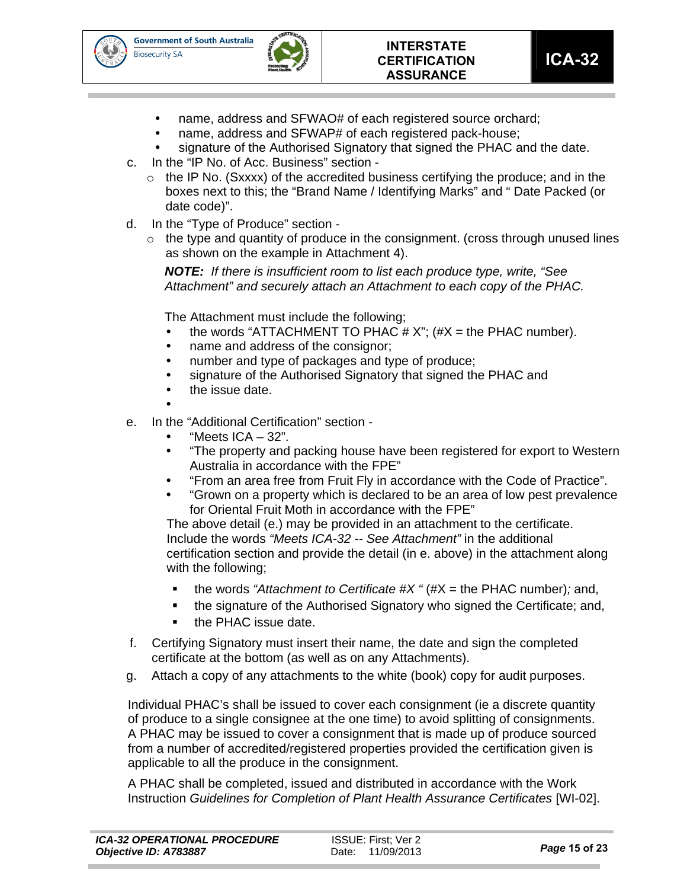- name, address and SFWAO# of each registered source orchard;
- name, address and SFWAP# of each registered pack-house;
- signature of the Authorised Signatory that signed the PHAC and the date.

c. In the "IP No. of Acc. Business" section -
   - the IP No. (Sxxxx) of the accredited business certifying the produce; and in the boxes next to this; the "Brand Name / Identifying Marks" and " Date Packed (or date code)".

d. In the "Type of Produce" section -
   - the type and quantity of produce in the consignment. (cross through unused lines as shown on the example in Attachment 4).

   ***NOTE:*** *If there is insufficient room to list each produce type, write, "See Attachment" and securely attach an Attachment to each copy of the PHAC.*

   The Attachment must include the following;
   - the words "ATTACHMENT TO PHAC # X"; (#X = the PHAC number).
   - name and address of the consignor;
   - number and type of packages and type of produce;
   - signature of the Authorised Signatory that signed the PHAC and
   - the issue date.

e. In the "Additional Certification" section -
   - "Meets ICA – 32".
   - "The property and packing house have been registered for export to Western Australia in accordance with the FPE"
   - "From an area free from Fruit Fly in accordance with the Code of Practice".
   - "Grown on a property which is declared to be an area of low pest prevalence for Oriental Fruit Moth in accordance with the FPE"

   The above detail (e.) may be provided in an attachment to the certificate. Include the words *"Meets ICA-32 -- See Attachment"* in the additional certification section and provide the detail (in e. above) in the attachment along with the following;
   - the words *"Attachment to Certificate #X "* (#X = the PHAC number)*;* and,
   - the signature of the Authorised Signatory who signed the Certificate; and,
   - the PHAC issue date.

f. Certifying Signatory must insert their name, the date and sign the completed certificate at the bottom (as well as on any Attachments).

g. Attach a copy of any attachments to the white (book) copy for audit purposes.

Individual PHAC's shall be issued to cover each consignment (ie a discrete quantity of produce to a single consignee at the one time) to avoid splitting of consignments. A PHAC may be issued to cover a consignment that is made up of produce sourced from a number of accredited/registered properties provided the certification given is applicable to all the produce in the consignment.

A PHAC shall be completed, issued and distributed in accordance with the Work Instruction *Guidelines for Completion of Plant Health Assurance Certificates* [WI-02].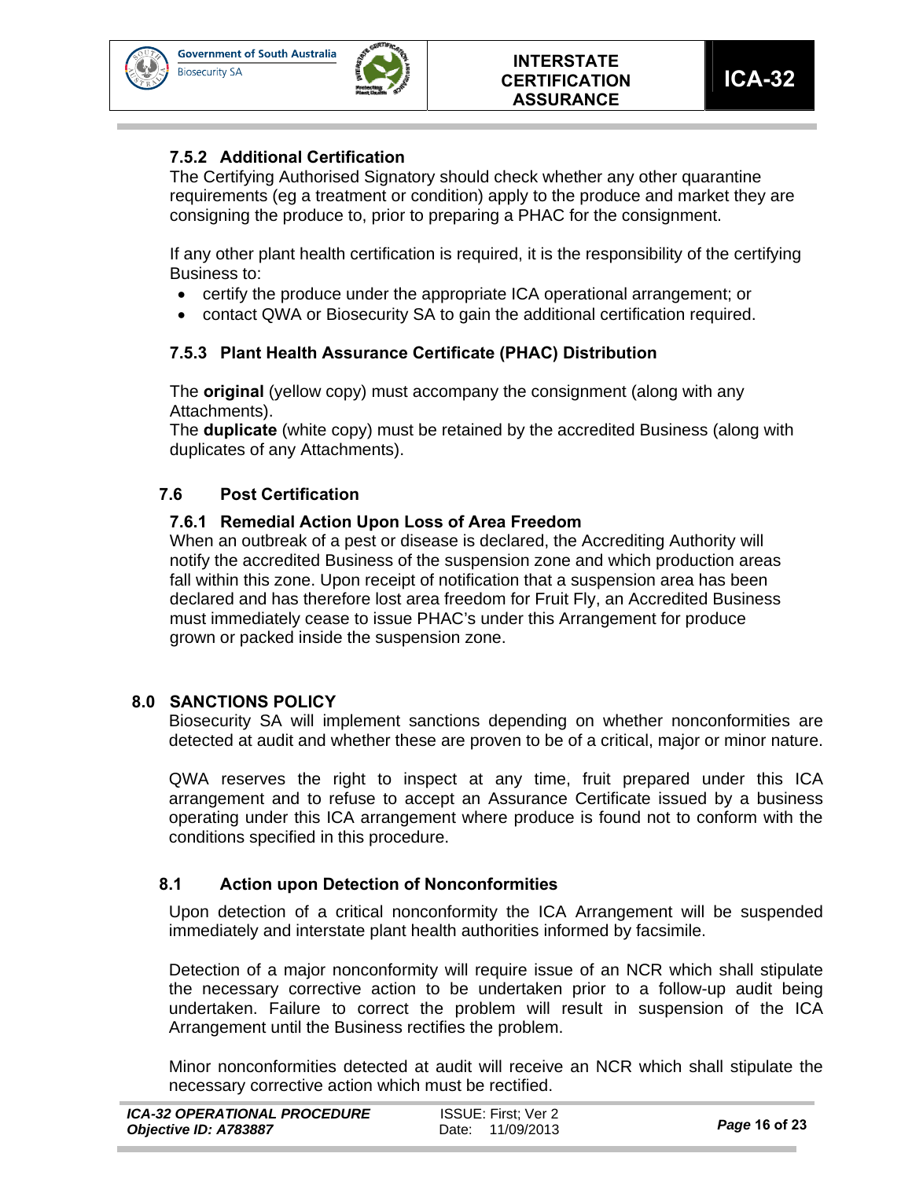#### 7.5.2 Additional Certification

The Certifying Authorised Signatory should check whether any other quarantine requirements (eg a treatment or condition) apply to the produce and market they are consigning the produce to, prior to preparing a PHAC for the consignment.

If any other plant health certification is required, it is the responsibility of the certifying Business to:

- certify the produce under the appropriate ICA operational arrangement; or
- contact QWA or Biosecurity SA to gain the additional certification required.

#### 7.5.3 Plant Health Assurance Certificate (PHAC) Distribution

The **original** (yellow copy) must accompany the consignment (along with any Attachments).
The **duplicate** (white copy) must be retained by the accredited Business (along with duplicates of any Attachments).

### 7.6 Post Certification

#### 7.6.1 Remedial Action Upon Loss of Area Freedom

When an outbreak of a pest or disease is declared, the Accrediting Authority will notify the accredited Business of the suspension zone and which production areas fall within this zone. Upon receipt of notification that a suspension area has been declared and has therefore lost area freedom for Fruit Fly, an Accredited Business must immediately cease to issue PHAC's under this Arrangement for produce grown or packed inside the suspension zone.

## 8.0 SANCTIONS POLICY

Biosecurity SA will implement sanctions depending on whether nonconformities are detected at audit and whether these are proven to be of a critical, major or minor nature.

QWA reserves the right to inspect at any time, fruit prepared under this ICA arrangement and to refuse to accept an Assurance Certificate issued by a business operating under this ICA arrangement where produce is found not to conform with the conditions specified in this procedure.

### 8.1 Action upon Detection of Nonconformities

Upon detection of a critical nonconformity the ICA Arrangement will be suspended immediately and interstate plant health authorities informed by facsimile.

Detection of a major nonconformity will require issue of an NCR which shall stipulate the necessary corrective action to be undertaken prior to a follow-up audit being undertaken. Failure to correct the problem will result in suspension of the ICA Arrangement until the Business rectifies the problem.

Minor nonconformities detected at audit will receive an NCR which shall stipulate the necessary corrective action which must be rectified.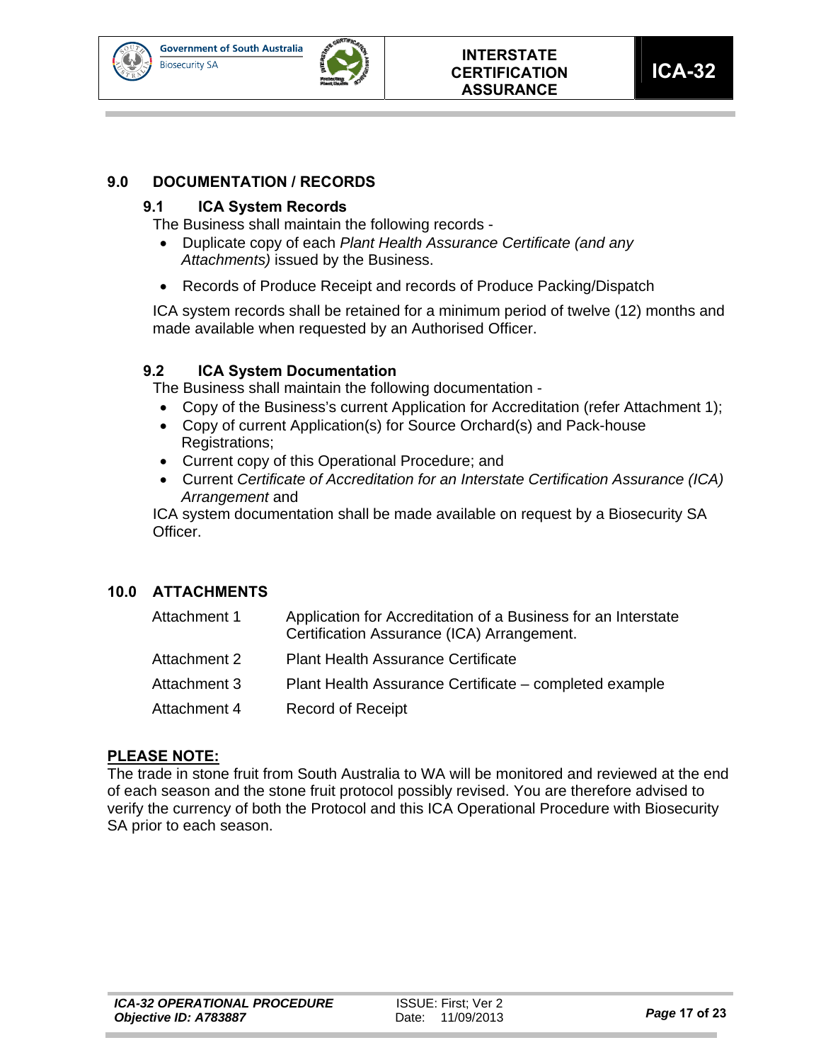## 9.0 DOCUMENTATION / RECORDS

### 9.1 ICA System Records

The Business shall maintain the following records -

- Duplicate copy of each *Plant Health Assurance Certificate (and any Attachments)* issued by the Business.
- Records of Produce Receipt and records of Produce Packing/Dispatch

ICA system records shall be retained for a minimum period of twelve (12) months and made available when requested by an Authorised Officer.

### 9.2 ICA System Documentation

The Business shall maintain the following documentation -

- Copy of the Business's current Application for Accreditation (refer Attachment 1);
- Copy of current Application(s) for Source Orchard(s) and Pack-house Registrations;
- Current copy of this Operational Procedure; and
- Current *Certificate of Accreditation for an Interstate Certification Assurance (ICA) Arrangement* and

ICA system documentation shall be made available on request by a Biosecurity SA Officer.

## 10.0 ATTACHMENTS

| | |
|---|---|
| Attachment 1 | Application for Accreditation of a Business for an Interstate Certification Assurance (ICA) Arrangement. |
| Attachment 2 | Plant Health Assurance Certificate |
| Attachment 3 | Plant Health Assurance Certificate – completed example |
| Attachment 4 | Record of Receipt |

**PLEASE NOTE:**

The trade in stone fruit from South Australia to WA will be monitored and reviewed at the end of each season and the stone fruit protocol possibly revised. You are therefore advised to verify the currency of both the Protocol and this ICA Operational Procedure with Biosecurity SA prior to each season.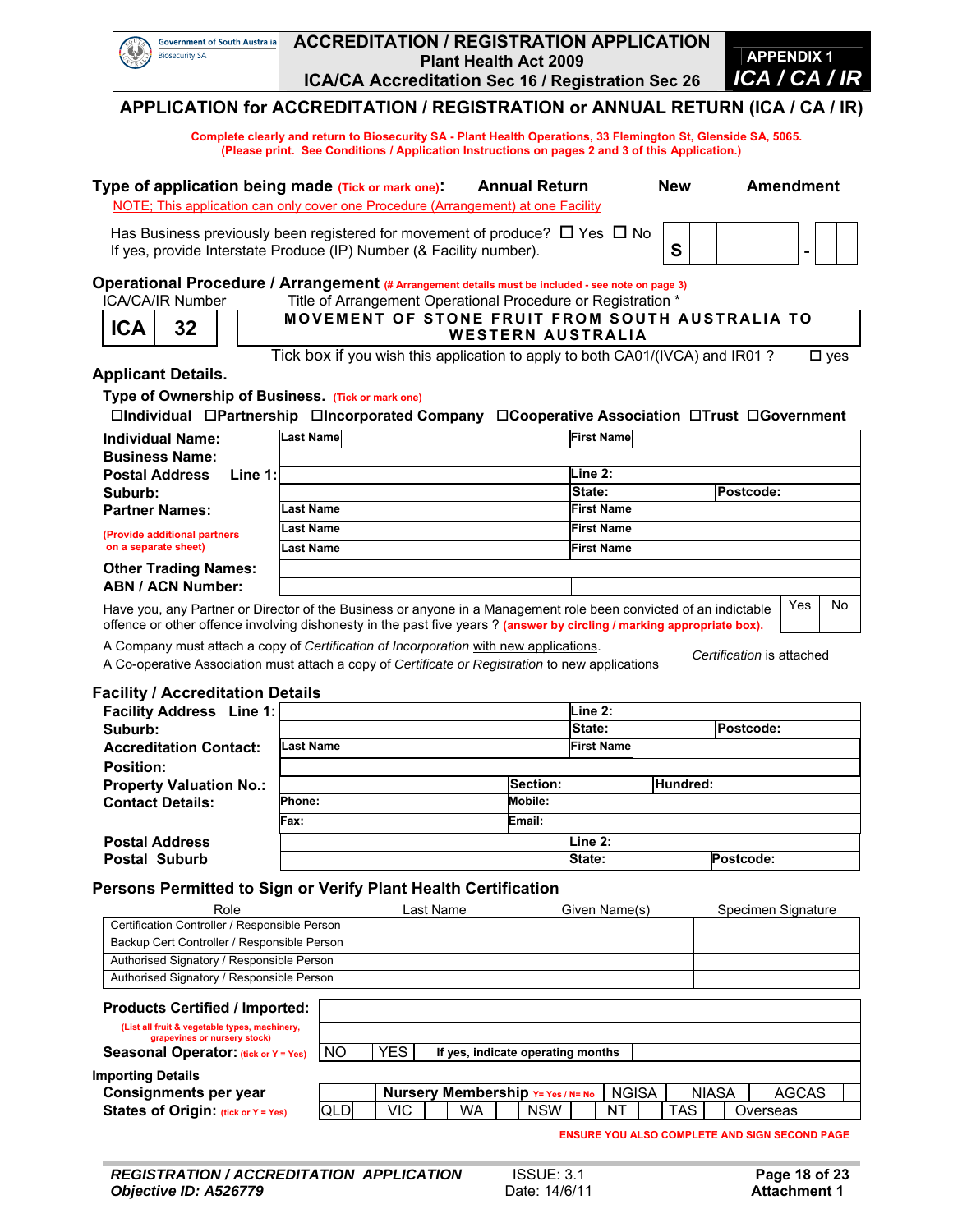Government of South Australia
Biosecurity SA

# ACCREDITATION / REGISTRATION APPLICATION
**Plant Health Act 2009**
**ICA/CA Accreditation Sec 16 / Registration Sec 26**

**APPENDIX 1**
***ICA / CA / IR***

## APPLICATION for ACCREDITATION / REGISTRATION or ANNUAL RETURN (ICA / CA / IR)

**Complete clearly and return to Biosecurity SA - Plant Health Operations, 33 Flemington St, Glenside SA, 5065.**
**(Please print. See Conditions / Application Instructions on pages 2 and 3 of this Application.)**

**Type of application being made** (Tick or mark one): **Annual Return** **New** **Amendment**

NOTE; This application can only cover one Procedure (Arrangement) at one Facility

Has Business previously been registered for movement of produce? ☐ Yes ☐ No
If yes, provide Interstate Produce (IP) Number (& Facility number).

| S | | | | | - | | |
|---|---|---|---|---|---|---|---|

**Operational Procedure / Arrangement** (# Arrangement details must be included - see note on page 3)

| ICA/CA/IR Number | | Title of Arrangement Operational Procedure or Registration * |
|---|---|---|
| ICA | 32 | MOVEMENT OF STONE FRUIT FROM SOUTH AUSTRALIA TO WESTERN AUSTRALIA |

Tick box if you wish this application to apply to both CA01/(IVCA) and IR01 ? ☐ yes

### Applicant Details.

**Type of Ownership of Business.** (Tick or mark one)

☐Individual ☐Partnership ☐Incorporated Company ☐Cooperative Association ☐Trust ☐Government

| | | |
|---|---|---|
| **Individual Name:** | Last Name | First Name |
| **Business Name:** | | |
| **Postal Address Line 1:** | | Line 2: |
| **Suburb:** | | State: Postcode: |
| **Partner Names:** | Last Name | First Name |
| (Provide additional partners on a separate sheet) | Last Name | First Name |
| | Last Name | First Name |
| **Other Trading Names:** | | |
| **ABN / ACN Number:** | | |

Have you, any Partner or Director of the Business or anyone in a Management role been convicted of an indictable offence or other offence involving dishonesty in the past five years ? **(answer by circling / marking appropriate box).** Yes No

A Company must attach a copy of *Certification of Incorporation* with new applications.
A Co-operative Association must attach a copy of *Certificate or Registration* to new applications

*Certification* is attached

### Facility / Accreditation Details

| | | | |
|---|---|---|---|
| **Facility Address Line 1:** | | Line 2: | |
| **Suburb:** | | State: | Postcode: |
| **Accreditation Contact:** | Last Name | First Name | |
| **Position:** | | | |
| **Property Valuation No.:** | | Section: | Hundred: |
| **Contact Details:** | Phone: | Mobile: | |
| | Fax: | Email: | |
| **Postal Address** | | Line 2: | |
| **Postal Suburb** | | State: | Postcode: |

### Persons Permitted to Sign or Verify Plant Health Certification

| Role | Last Name | Given Name(s) | Specimen Signature |
|---|---|---|---|
| Certification Controller / Responsible Person | | | |
| Backup Cert Controller / Responsible Person | | | |
| Authorised Signatory / Responsible Person | | | |
| Authorised Signatory / Responsible Person | | | |

**Products Certified / Imported:**
(List all fruit & vegetable types, machinery, grapevines or nursery stock)

**Seasonal Operator:** (tick or Y = Yes) NO YES If yes, indicate operating months

**Importing Details**

**Consignments per year** — **Nursery Membership** (Y= Yes / N= No) NGISA NIASA AGCAS

**States of Origin:** (tick or Y = Yes) QLD VIC WA NSW NT TAS Overseas

**ENSURE YOU ALSO COMPLETE AND SIGN SECOND PAGE**

***REGISTRATION / ACCREDITATION APPLICATION***
***Objective ID: A526779***
ISSUE: 3.1
Date: 14/6/11
**Attachment 1**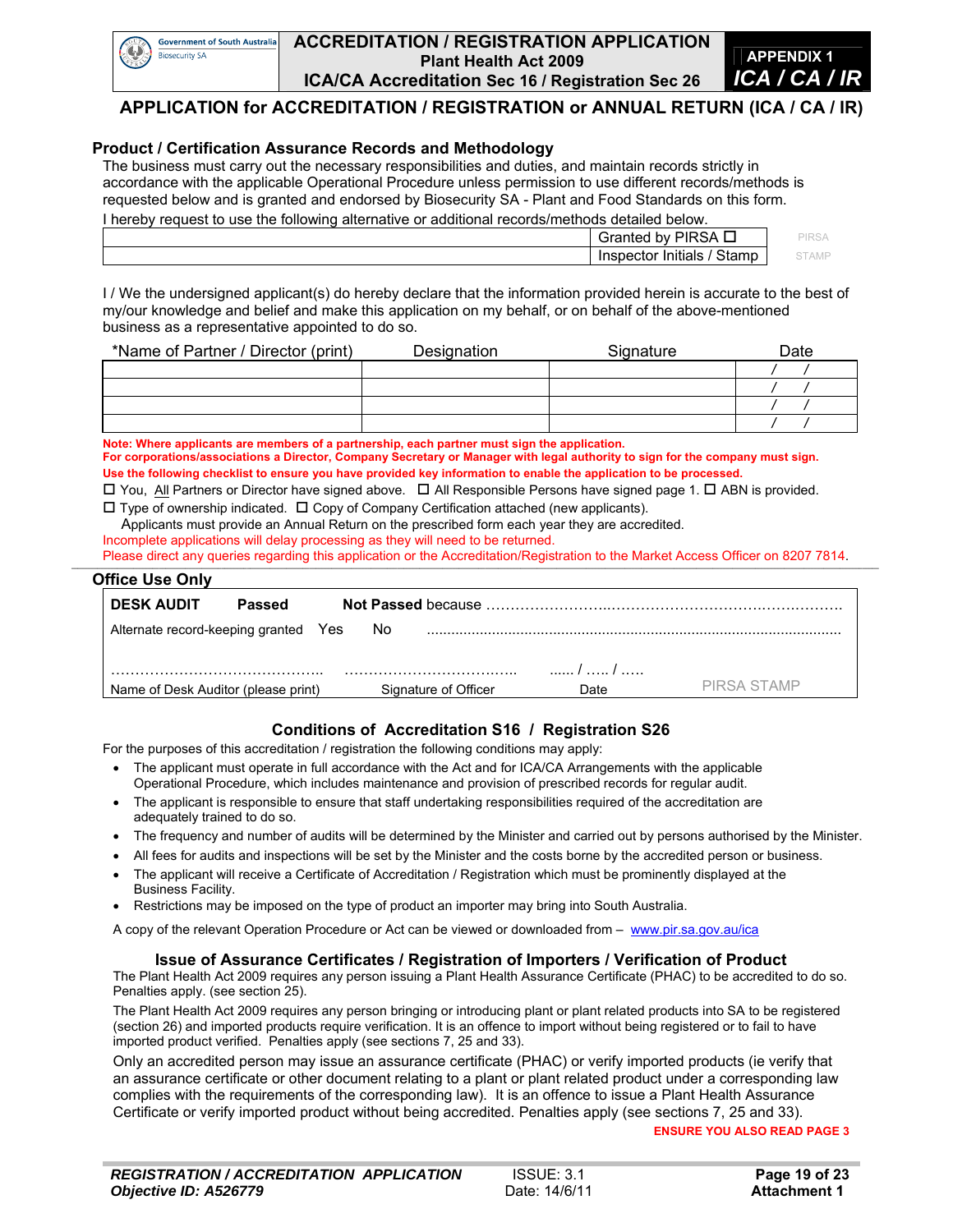# ACCREDITATION / REGISTRATION APPLICATION

**Plant Health Act 2009**

**ICA/CA Accreditation Sec 16 / Registration Sec 26**

**APPENDIX 1**
***ICA / CA / IR***

## APPLICATION for ACCREDITATION / REGISTRATION or ANNUAL RETURN (ICA / CA / IR)

### Product / Certification Assurance Records and Methodology

The business must carry out the necessary responsibilities and duties, and maintain records strictly in accordance with the applicable Operational Procedure unless permission to use different records/methods is requested below and is granted and endorsed by Biosecurity SA - Plant and Food Standards on this form.

I hereby request to use the following alternative or additional records/methods detailed below.

| | | |
|---|---|---|
| | Granted by PIRSA ☐ | PIRSA |
| | Inspector Initials / Stamp | STAMP |

I / We the undersigned applicant(s) do hereby declare that the information provided herein is accurate to the best of my/our knowledge and belief and make this application on my behalf, or on behalf of the above-mentioned business as a representative appointed to do so.

| *Name of Partner / Director (print) | Designation | Signature | Date |
|---|---|---|---|
| | | | / / |
| | | | / / |
| | | | / / |
| | | | / / |

**Note: Where applicants are members of a partnership, each partner must sign the application.**
**For corporations/associations a Director, Company Secretary or Manager with legal authority to sign for the company must sign.**
**Use the following checklist to ensure you have provided key information to enable the application to be processed.**

☐ You, All Partners or Director have signed above. ☐ All Responsible Persons have signed page 1. ☐ ABN is provided.
☐ Type of ownership indicated. ☐ Copy of Company Certification attached (new applicants).

Applicants must provide an Annual Return on the prescribed form each year they are accredited.

Incomplete applications will delay processing as they will need to be returned.
Please direct any queries regarding this application or the Accreditation/Registration to the Market Access Officer on 8207 7814.

### Office Use Only

**DESK AUDIT** **Passed** **Not Passed** because ……………………………………………………………………

Alternate record-keeping granted Yes No ……………………………………………………………………

…………………………………… …………………………………… ...... / ….. / …..
Name of Desk Auditor (please print) Signature of Officer Date PIRSA STAMP

## Conditions of Accreditation S16 / Registration S26

For the purposes of this accreditation / registration the following conditions may apply:

- The applicant must operate in full accordance with the Act and for ICA/CA Arrangements with the applicable Operational Procedure, which includes maintenance and provision of prescribed records for regular audit.
- The applicant is responsible to ensure that staff undertaking responsibilities required of the accreditation are adequately trained to do so.
- The frequency and number of audits will be determined by the Minister and carried out by persons authorised by the Minister.
- All fees for audits and inspections will be set by the Minister and the costs borne by the accredited person or business.
- The applicant will receive a Certificate of Accreditation / Registration which must be prominently displayed at the Business Facility.
- Restrictions may be imposed on the type of product an importer may bring into South Australia.

A copy of the relevant Operation Procedure or Act can be viewed or downloaded from – www.pir.sa.gov.au/ica

## Issue of Assurance Certificates / Registration of Importers / Verification of Product

The Plant Health Act 2009 requires any person issuing a Plant Health Assurance Certificate (PHAC) to be accredited to do so. Penalties apply. (see section 25).

The Plant Health Act 2009 requires any person bringing or introducing plant or plant related products into SA to be registered (section 26) and imported products require verification. It is an offence to import without being registered or to fail to have imported product verified. Penalties apply (see sections 7, 25 and 33).

Only an accredited person may issue an assurance certificate (PHAC) or verify imported products (ie verify that an assurance certificate or other document relating to a plant or plant related product under a corresponding law complies with the requirements of the corresponding law). It is an offence to issue a Plant Health Assurance Certificate or verify imported product without being accredited. Penalties apply (see sections 7, 25 and 33).

**ENSURE YOU ALSO READ PAGE 3**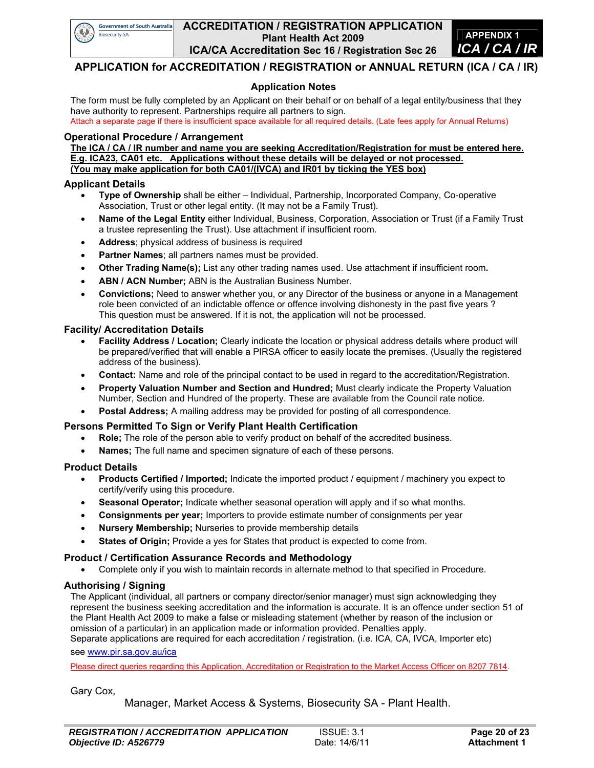# APPLICATION for ACCREDITATION / REGISTRATION or ANNUAL RETURN (ICA / CA / IR)

## Application Notes

The form must be fully completed by an Applicant on their behalf or on behalf of a legal entity/business that they have authority to represent. Partnerships require all partners to sign.

Attach a separate page if there is insufficient space available for all required details. (Late fees apply for Annual Returns)

### Operational Procedure / Arrangement

**The ICA / CA / IR number and name you are seeking Accreditation/Registration for must be entered here. E.g. ICA23, CA01 etc. Applications without these details will be delayed or not processed. (You may make application for both CA01/(IVCA) and IR01 by ticking the YES box)**

### Applicant Details

- **Type of Ownership** shall be either – Individual, Partnership, Incorporated Company, Co-operative Association, Trust or other legal entity. (It may not be a Family Trust).
- **Name of the Legal Entity** either Individual, Business, Corporation, Association or Trust (if a Family Trust a trustee representing the Trust). Use attachment if insufficient room.
- **Address**; physical address of business is required
- **Partner Names**; all partners names must be provided.
- **Other Trading Name(s);** List any other trading names used. Use attachment if insufficient room**.**
- **ABN / ACN Number;** ABN is the Australian Business Number.
- **Convictions;** Need to answer whether you, or any Director of the business or anyone in a Management role been convicted of an indictable offence or offence involving dishonesty in the past five years ? This question must be answered. If it is not, the application will not be processed.

### Facility/ Accreditation Details

- **Facility Address / Location;** Clearly indicate the location or physical address details where product will be prepared/verified that will enable a PIRSA officer to easily locate the premises. (Usually the registered address of the business).
- **Contact:** Name and role of the principal contact to be used in regard to the accreditation/Registration.
- **Property Valuation Number and Section and Hundred;** Must clearly indicate the Property Valuation Number, Section and Hundred of the property. These are available from the Council rate notice.
- **Postal Address;** A mailing address may be provided for posting of all correspondence.

### Persons Permitted To Sign or Verify Plant Health Certification

- **Role;** The role of the person able to verify product on behalf of the accredited business.
- **Names;** The full name and specimen signature of each of these persons.

### Product Details

- **Products Certified / Imported;** Indicate the imported product / equipment / machinery you expect to certify/verify using this procedure.
- **Seasonal Operator;** Indicate whether seasonal operation will apply and if so what months.
- **Consignments per year;** Importers to provide estimate number of consignments per year
- **Nursery Membership;** Nurseries to provide membership details
- **States of Origin;** Provide a yes for States that product is expected to come from.

### Product / Certification Assurance Records and Methodology

- Complete only if you wish to maintain records in alternate method to that specified in Procedure.

### Authorising / Signing

The Applicant (individual, all partners or company director/senior manager) must sign acknowledging they represent the business seeking accreditation and the information is accurate. It is an offence under section 51 of the Plant Health Act 2009 to make a false or misleading statement (whether by reason of the inclusion or omission of a particular) in an application made or information provided. Penalties apply.
Separate applications are required for each accreditation / registration. (i.e. ICA, CA, IVCA, Importer etc)

see www.pir.sa.gov.au/ica

Please direct queries regarding this Application, Accreditation or Registration to the Market Access Officer on 8207 7814.

Gary Cox,

Manager, Market Access & Systems, Biosecurity SA - Plant Health.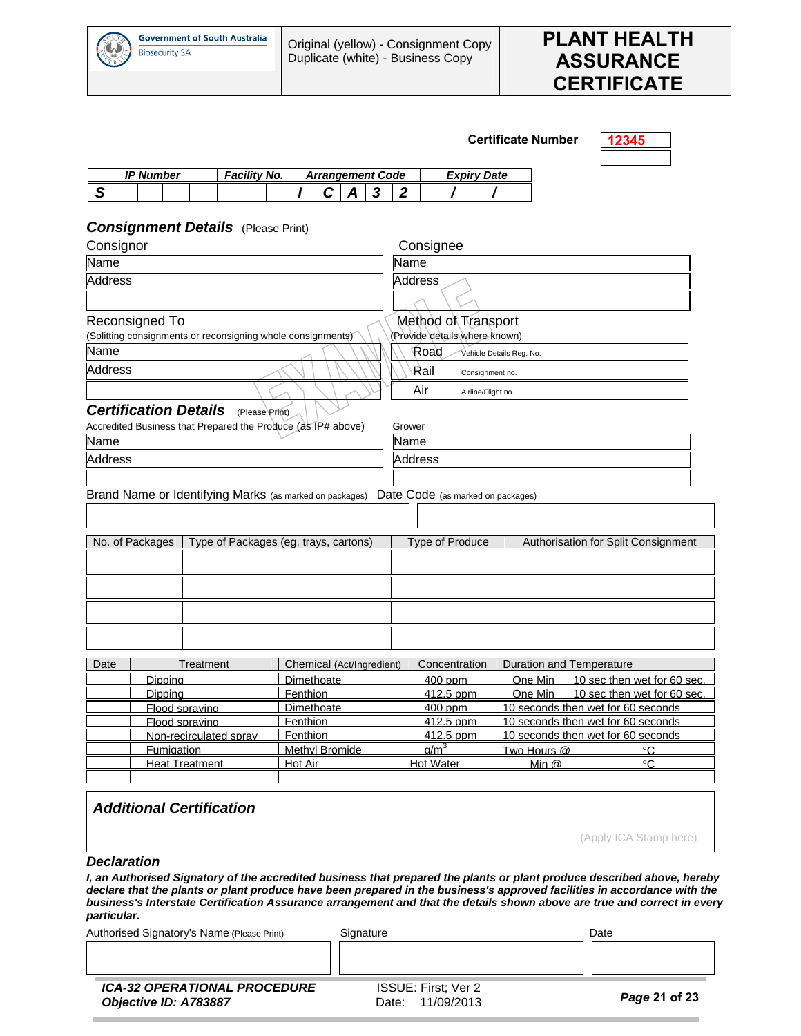Government of South Australia
Biosecurity SA

Original (yellow) - Consignment Copy
Duplicate (white) - Business Copy

# PLANT HEALTH ASSURANCE CERTIFICATE

**Certificate Number** 12345

| IP Number | Facility No. | Arrangement Code | Expiry Date |
|---|---|---|---|
| S | | I C A 3 2 | / / |

## *Consignment Details* (Please Print)

| Consignor | Consignee |
|---|---|
| Name | Name |
| Address | Address |
| | |

| Reconsigned To (Splitting consignments or reconsigning whole consignments) | Method of Transport (Provide details where known) |
|---|---|
| Name | Road — Vehicle Details Reg. No. |
| Address | Rail — Consignment no. |
| | Air — Airline/Flight no. |

EXAMPLE

## *Certification Details* (Please Print)

| Accredited Business that Prepared the Produce (as IP# above) | Grower |
|---|---|
| Name | Name |
| Address | Address |
| | |

| Brand Name or Identifying Marks (as marked on packages) | Date Code (as marked on packages) |
|---|---|
| | |

| No. of Packages | Type of Packages (eg. trays, cartons) | Type of Produce | Authorisation for Split Consignment |
|---|---|---|---|
| | | | |
| | | | |
| | | | |
| | | | |

| Date | Treatment | Chemical (Act/Ingredient) | Concentration | Duration and Temperature |
|---|---|---|---|---|
| | Dipping | Dimethoate | 400 ppm | One Min 10 sec then wet for 60 sec. |
| | Dipping | Fenthion | 412.5 ppm | One Min 10 sec then wet for 60 sec. |
| | Flood spraying | Dimethoate | 400 ppm | 10 seconds then wet for 60 seconds |
| | Flood spraying | Fenthion | 412.5 ppm | 10 seconds then wet for 60 seconds |
| | Non-recirculated spray | Fenthion | 412.5 ppm | 10 seconds then wet for 60 seconds |
| | Fumigation | Methyl Bromide | $g/m^3$ | Two Hours @ °C |
| | Heat Treatment | Hot Air | Hot Water | Min @ °C |
| | | | | |

## *Additional Certification*

(Apply ICA Stamp here)

### *Declaration*

***I, an Authorised Signatory of the accredited business that prepared the plants or plant produce described above, hereby declare that the plants or plant produce have been prepared in the business's approved facilities in accordance with the business's Interstate Certification Assurance arrangement and that the details shown above are true and correct in every particular.***

| Authorised Signatory's Name (Please Print) | Signature | Date |
|---|---|---|
| | | |

***ICA-32 OPERATIONAL PROCEDURE***
***Objective ID: A783887***

ISSUE: First; Ver 2
Date: 11/09/2013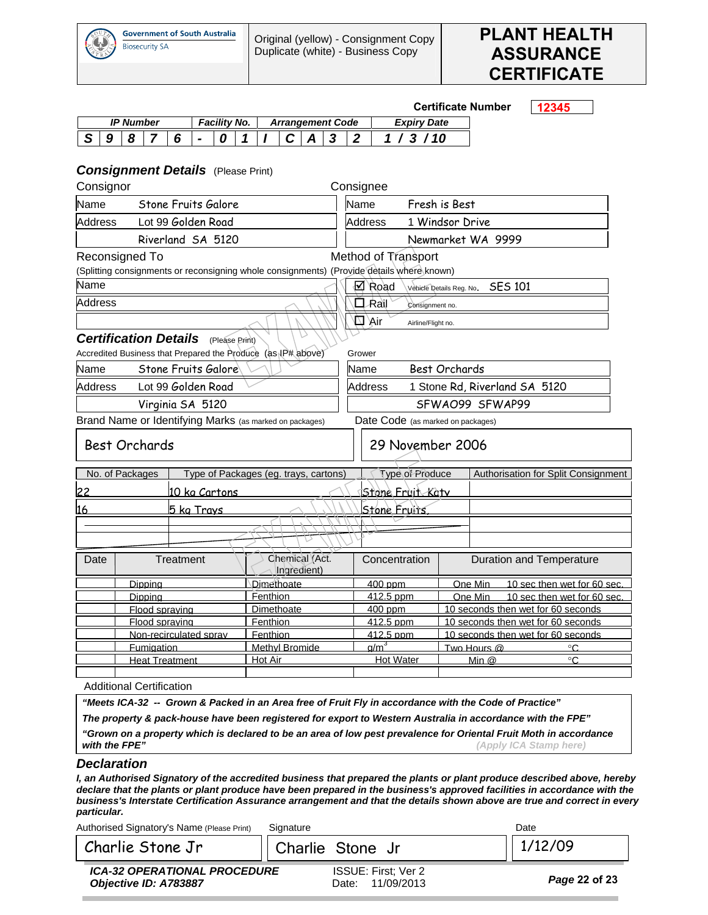Government of South Australia
Biosecurity SA

Original (yellow) - Consignment Copy
Duplicate (white) - Business Copy

# PLANT HEALTH ASSURANCE CERTIFICATE

**Certificate Number** 12345

| IP Number | Facility No. | Arrangement Code | Expiry Date |
|---|---|---|---|
| S 9 8 7 6 | - 0 1 | I C A 3 2 | 1 / 3 / 10 |

## Consignment Details (Please Print)

| Consignor | | Consignee | |
|---|---|---|---|
| Name | Stone Fruits Galore | Name | Fresh is Best |
| Address | Lot 99 Golden Road | Address | 1 Windsor Drive |
| | Riverland SA 5120 | | Newmarket WA 9999 |

Reconsigned To
(Splitting consignments or reconsigning whole consignments) (Provide details where known)

| Reconsigned To | | Method of Transport | |
|---|---|---|---|
| Name | | ☑ Road | Vehicle Details Reg. No. SES 101 |
| Address | | ☐ Rail | Consignment no. |
| | | ☐ Air | Airline/Flight no. |

## Certification Details (Please Print)

| Accredited Business that Prepared the Produce (as IP# above) | | Grower | |
|---|---|---|---|
| Name | Stone Fruits Galore | Name | Best Orchards |
| Address | Lot 99 Golden Road | Address | 1 Stone Rd, Riverland SA 5120 |
| | Virginia SA 5120 | | SFWAO99 SFWAP99 |

| Brand Name or Identifying Marks (as marked on packages) | Date Code (as marked on packages) |
|---|---|
| Best Orchards | 29 November 2006 |

| No. of Packages | Type of Packages (eg. trays, cartons) | Type of Produce | Authorisation for Split Consignment |
|---|---|---|---|
| 22 | 10 kg Cartons | Stone Fruit Katy | |
| 16 | 5 kg Trays | Stone Fruits | |
| | | | |
| | | | |

| Date | Treatment | Chemical (Act. Ingredient) | Concentration | Duration and Temperature |
|---|---|---|---|---|
| | Dipping | Dimethoate | 400 ppm | One Min 10 sec then wet for 60 sec. |
| | Dipping | Fenthion | 412.5 ppm | One Min 10 sec then wet for 60 sec. |
| | Flood spraying | Dimethoate | 400 ppm | 10 seconds then wet for 60 seconds |
| | Flood spraying | Fenthion | 412.5 ppm | 10 seconds then wet for 60 seconds |
| | Non-recirculated spray | Fenthion | 412.5 ppm | 10 seconds then wet for 60 seconds |
| | Fumigation | Methyl Bromide | $g/m^3$ | Two Hours @ °C |
| | Heat Treatment | Hot Air | Hot Water | Min @ °C |
| | | | | |

Additional Certification

***"Meets ICA-32 -- Grown & Packed in an Area free of Fruit Fly in accordance with the Code of Practice"***

***The property & pack-house have been registered for export to Western Australia in accordance with the FPE"***

***"Grown on a property which is declared to be an area of low pest prevalence for Oriental Fruit Moth in accordance with the FPE"*** *(Apply ICA Stamp here)*

## Declaration

***I, an Authorised Signatory of the accredited business that prepared the plants or plant produce described above, hereby declare that the plants or plant produce have been prepared in the business's approved facilities in accordance with the business's Interstate Certification Assurance arrangement and that the details shown above are true and correct in every particular.***

| Authorised Signatory's Name (Please Print) | Signature | Date |
|---|---|---|
| Charlie Stone Jr | Charlie Stone Jr | 1/12/09 |

***ICA-32 OPERATIONAL PROCEDURE***
***Objective ID: A783887***

ISSUE: First; Ver 2
Date: 11/09/2013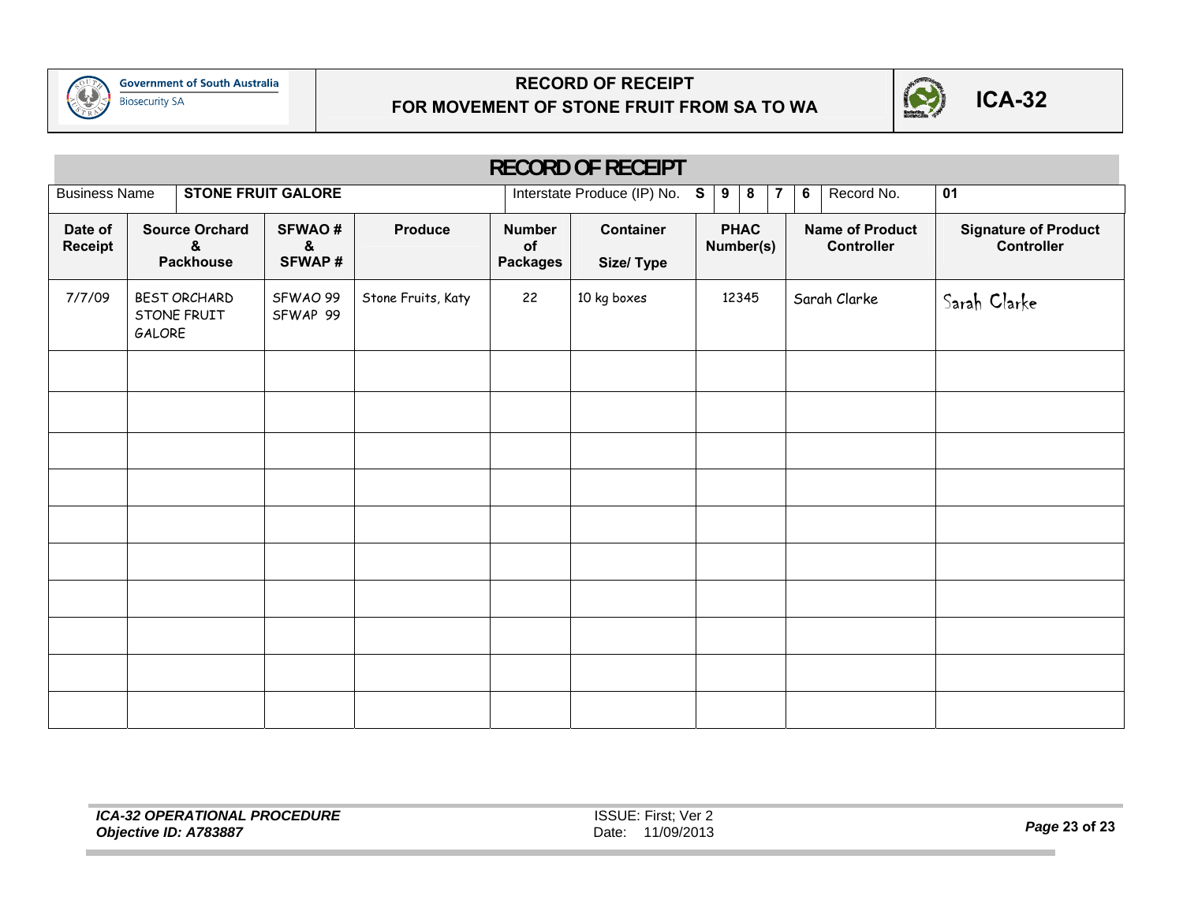Government of South Australia
Biosecurity SA

# RECORD OF RECEIPT FOR MOVEMENT OF STONE FRUIT FROM SA TO WA

**ICA-32**

## RECORD OF RECEIPT

| Business Name | **STONE FRUIT GALORE** | Interstate Produce (IP) No. | **S 9 8 7 6** | Record No. | **01** |
|---|---|---|---|---|---|

| Date of Receipt | Source Orchard & Packhouse | SFWAO # & SFWAP # | Produce | Number of Packages | Container Size/ Type | PHAC Number(s) | Name of Product Controller | Signature of Product Controller |
|---|---|---|---|---|---|---|---|---|
| 7/7/09 | BEST ORCHARD STONE FRUIT GALORE | SFWAO 99 SFWAP 99 | Stone Fruits, Katy | 22 | 10 kg boxes | 12345 | Sarah Clarke | Sarah Clarke |
| | | | | | | | | |
| | | | | | | | | |
| | | | | | | | | |
| | | | | | | | | |
| | | | | | | | | |
| | | | | | | | | |
| | | | | | | | | |
| | | | | | | | | |
| | | | | | | | | |
| | | | | | | | | |

*ICA-32 OPERATIONAL PROCEDURE*
*Objective ID: A783887*

ISSUE: First; Ver 2
Date: 11/09/2013